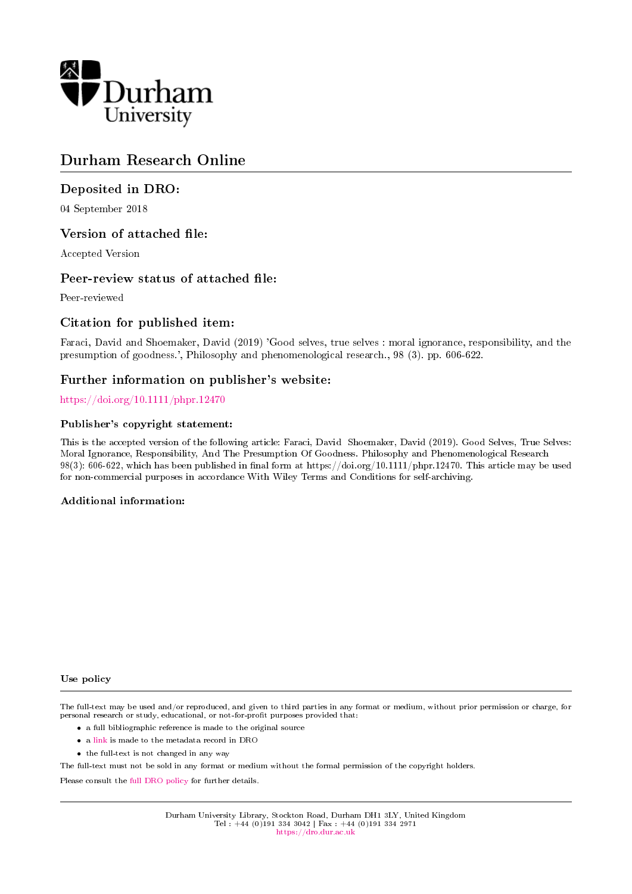Durham University

# Durham Research Online

## Deposited in DRO:

04 September 2018

## Version of attached file:

Accepted Version

## Peer-review status of attached file:

Peer-reviewed

## Citation for published item:

Faraci, David and Shoemaker, David (2019) 'Good selves, true selves : moral ignorance, responsibility, and the presumption of goodness.', Philosophy and phenomenological research., 98 (3). pp. 606-622.

## Further information on publisher's website:

https://doi.org/10.1111/phpr.12470

### Publisher's copyright statement:

This is the accepted version of the following article: Faraci, David Shoemaker, David (2019). Good Selves, True Selves: Moral Ignorance, Responsibility, And The Presumption Of Goodness. Philosophy and Phenomenological Research 98(3): 606-622, which has been published in final form at https://doi.org/10.1111/phpr.12470. This article may be used for non-commercial purposes in accordance With Wiley Terms and Conditions for self-archiving.

### Additional information:

### Use policy

The full-text may be used and/or reproduced, and given to third parties in any format or medium, without prior permission or charge, for personal research or study, educational, or not-for-profit purposes provided that:

- a full bibliographic reference is made to the original source
- a link is made to the metadata record in DRO
- the full-text is not changed in any way

The full-text must not be sold in any format or medium without the formal permission of the copyright holders.

Please consult the full DRO policy for further details.

Durham University Library, Stockton Road, Durham DH1 3LY, United Kingdom
Tel : +44 (0)191 334 3042 | Fax : +44 (0)191 334 2971
https://dro.dur.ac.uk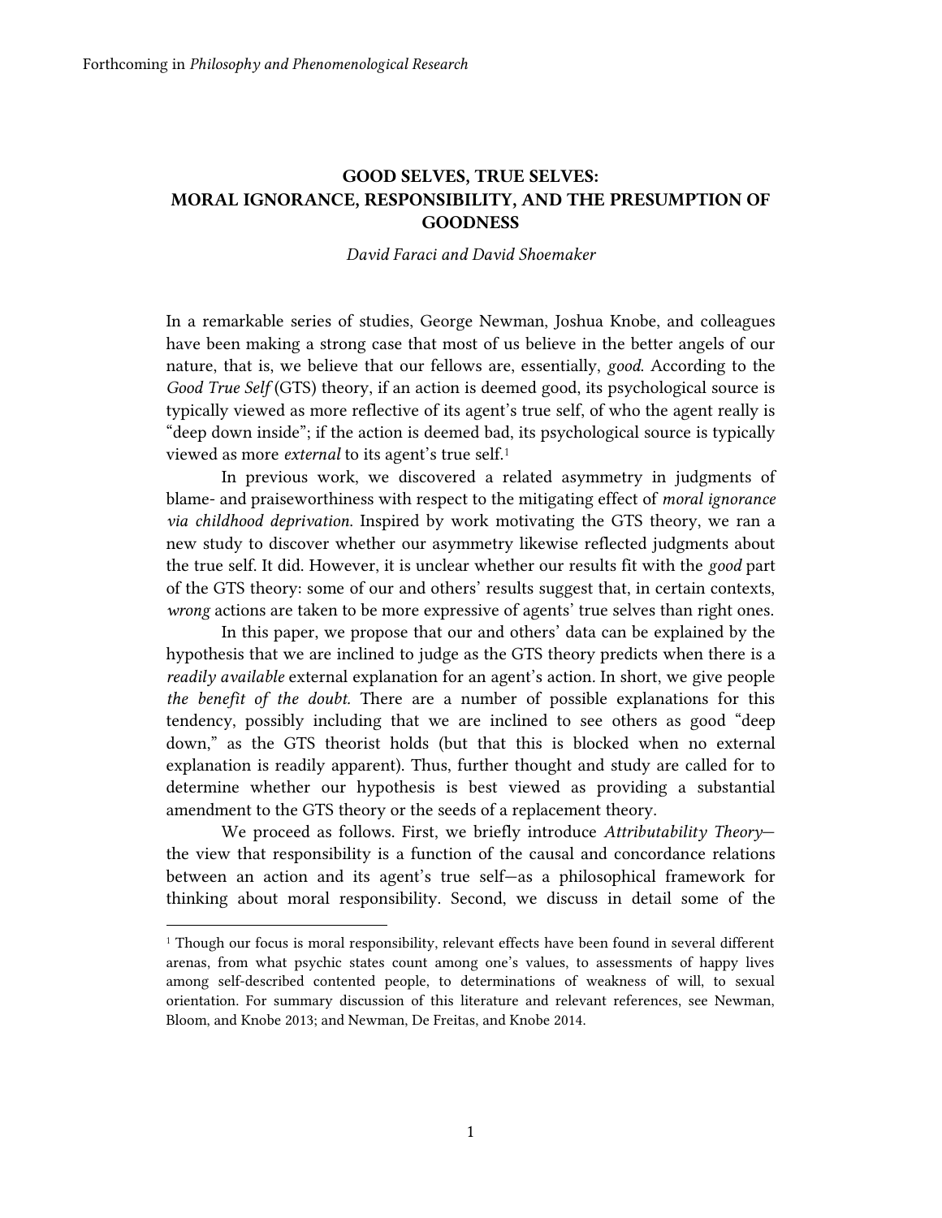# GOOD SELVES, TRUE SELVES: MORAL IGNORANCE, RESPONSIBILITY, AND THE PRESUMPTION OF GOODNESS

*David Faraci and David Shoemaker*

In a remarkable series of studies, George Newman, Joshua Knobe, and colleagues have been making a strong case that most of us believe in the better angels of our nature, that is, we believe that our fellows are, essentially, *good*. According to the *Good True Self* (GTS) theory, if an action is deemed good, its psychological source is typically viewed as more reflective of its agent's true self, of who the agent really is "deep down inside"; if the action is deemed bad, its psychological source is typically viewed as more *external* to its agent's true self.[1]

In previous work, we discovered a related asymmetry in judgments of blame- and praiseworthiness with respect to the mitigating effect of *moral ignorance via childhood deprivation*. Inspired by work motivating the GTS theory, we ran a new study to discover whether our asymmetry likewise reflected judgments about the true self. It did. However, it is unclear whether our results fit with the *good* part of the GTS theory: some of our and others' results suggest that, in certain contexts, *wrong* actions are taken to be more expressive of agents' true selves than right ones.

In this paper, we propose that our and others' data can be explained by the hypothesis that we are inclined to judge as the GTS theory predicts when there is a *readily available* external explanation for an agent's action. In short, we give people *the benefit of the doubt*. There are a number of possible explanations for this tendency, possibly including that we are inclined to see others as good "deep down," as the GTS theorist holds (but that this is blocked when no external explanation is readily apparent). Thus, further thought and study are called for to determine whether our hypothesis is best viewed as providing a substantial amendment to the GTS theory or the seeds of a replacement theory.

We proceed as follows. First, we briefly introduce *Attributability Theory*—the view that responsibility is a function of the causal and concordance relations between an action and its agent's true self—as a philosophical framework for thinking about moral responsibility. Second, we discuss in detail some of the

[1] Though our focus is moral responsibility, relevant effects have been found in several different arenas, from what psychic states count among one's values, to assessments of happy lives among self-described contented people, to determinations of weakness of will, to sexual orientation. For summary discussion of this literature and relevant references, see Newman, Bloom, and Knobe 2013; and Newman, De Freitas, and Knobe 2014.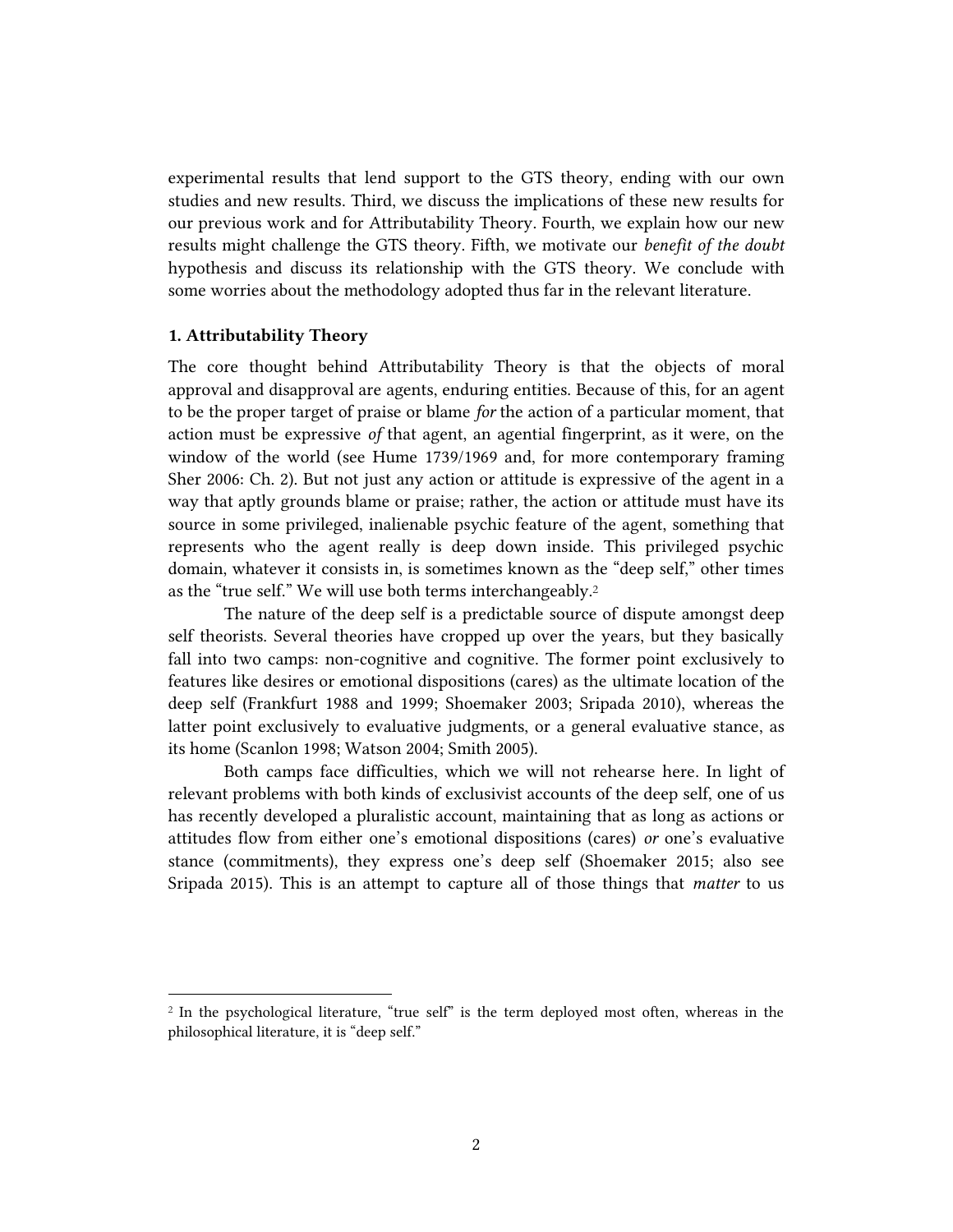experimental results that lend support to the GTS theory, ending with our own studies and new results. Third, we discuss the implications of these new results for our previous work and for Attributability Theory. Fourth, we explain how our new results might challenge the GTS theory. Fifth, we motivate our *benefit of the doubt* hypothesis and discuss its relationship with the GTS theory. We conclude with some worries about the methodology adopted thus far in the relevant literature.

### 1. Attributability Theory

The core thought behind Attributability Theory is that the objects of moral approval and disapproval are agents, enduring entities. Because of this, for an agent to be the proper target of praise or blame *for* the action of a particular moment, that action must be expressive *of* that agent, an agential fingerprint, as it were, on the window of the world (see Hume 1739/1969 and, for more contemporary framing Sher 2006: Ch. 2). But not just any action or attitude is expressive of the agent in a way that aptly grounds blame or praise; rather, the action or attitude must have its source in some privileged, inalienable psychic feature of the agent, something that represents who the agent really is deep down inside. This privileged psychic domain, whatever it consists in, is sometimes known as the "deep self," other times as the "true self." We will use both terms interchangeably.[2]

The nature of the deep self is a predictable source of dispute amongst deep self theorists. Several theories have cropped up over the years, but they basically fall into two camps: non-cognitive and cognitive. The former point exclusively to features like desires or emotional dispositions (cares) as the ultimate location of the deep self (Frankfurt 1988 and 1999; Shoemaker 2003; Sripada 2010), whereas the latter point exclusively to evaluative judgments, or a general evaluative stance, as its home (Scanlon 1998; Watson 2004; Smith 2005).

Both camps face difficulties, which we will not rehearse here. In light of relevant problems with both kinds of exclusivist accounts of the deep self, one of us has recently developed a pluralistic account, maintaining that as long as actions or attitudes flow from either one's emotional dispositions (cares) *or* one's evaluative stance (commitments), they express one's deep self (Shoemaker 2015; also see Sripada 2015). This is an attempt to capture all of those things that *matter* to us

---

[2] In the psychological literature, "true self" is the term deployed most often, whereas in the philosophical literature, it is "deep self."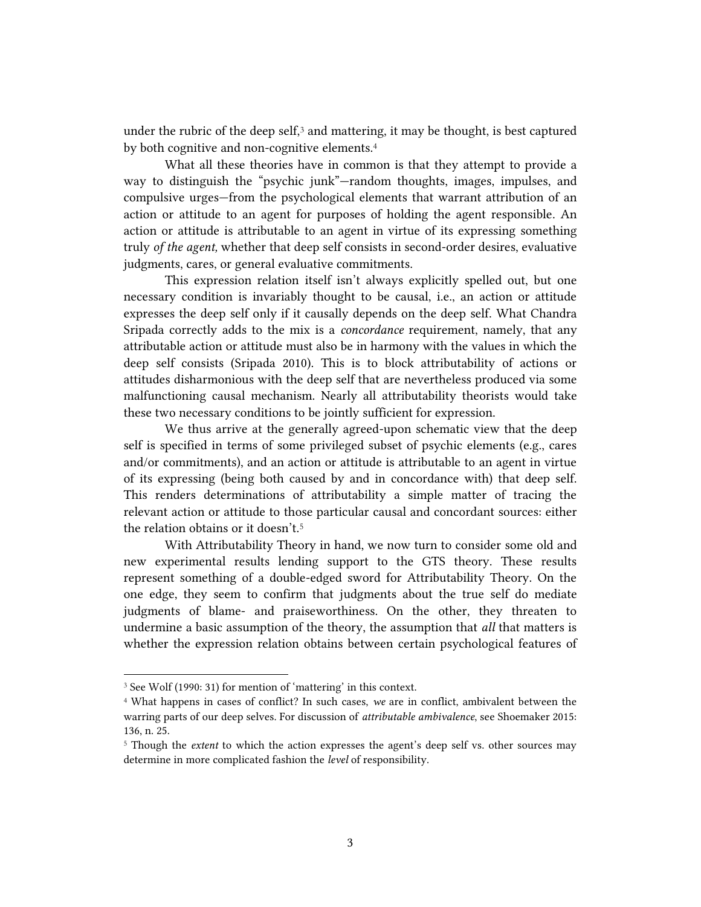under the rubric of the deep self,[3] and mattering, it may be thought, is best captured by both cognitive and non-cognitive elements.[4]

What all these theories have in common is that they attempt to provide a way to distinguish the "psychic junk"—random thoughts, images, impulses, and compulsive urges—from the psychological elements that warrant attribution of an action or attitude to an agent for purposes of holding the agent responsible. An action or attitude is attributable to an agent in virtue of its expressing something truly *of the agent,* whether that deep self consists in second-order desires, evaluative judgments, cares, or general evaluative commitments.

This expression relation itself isn't always explicitly spelled out, but one necessary condition is invariably thought to be causal, i.e., an action or attitude expresses the deep self only if it causally depends on the deep self. What Chandra Sripada correctly adds to the mix is a *concordance* requirement, namely, that any attributable action or attitude must also be in harmony with the values in which the deep self consists (Sripada 2010). This is to block attributability of actions or attitudes disharmonious with the deep self that are nevertheless produced via some malfunctioning causal mechanism. Nearly all attributability theorists would take these two necessary conditions to be jointly sufficient for expression.

We thus arrive at the generally agreed-upon schematic view that the deep self is specified in terms of some privileged subset of psychic elements (e.g., cares and/or commitments), and an action or attitude is attributable to an agent in virtue of its expressing (being both caused by and in concordance with) that deep self. This renders determinations of attributability a simple matter of tracing the relevant action or attitude to those particular causal and concordant sources: either the relation obtains or it doesn't.[5]

With Attributability Theory in hand, we now turn to consider some old and new experimental results lending support to the GTS theory. These results represent something of a double-edged sword for Attributability Theory. On the one edge, they seem to confirm that judgments about the true self do mediate judgments of blame- and praiseworthiness. On the other, they threaten to undermine a basic assumption of the theory, the assumption that *all* that matters is whether the expression relation obtains between certain psychological features of

---

[3] See Wolf (1990: 31) for mention of 'mattering' in this context.

[4] What happens in cases of conflict? In such cases, *we* are in conflict, ambivalent between the warring parts of our deep selves. For discussion of *attributable ambivalence*, see Shoemaker 2015: 136, n. 25.

[5] Though the *extent* to which the action expresses the agent's deep self vs. other sources may determine in more complicated fashion the *level* of responsibility.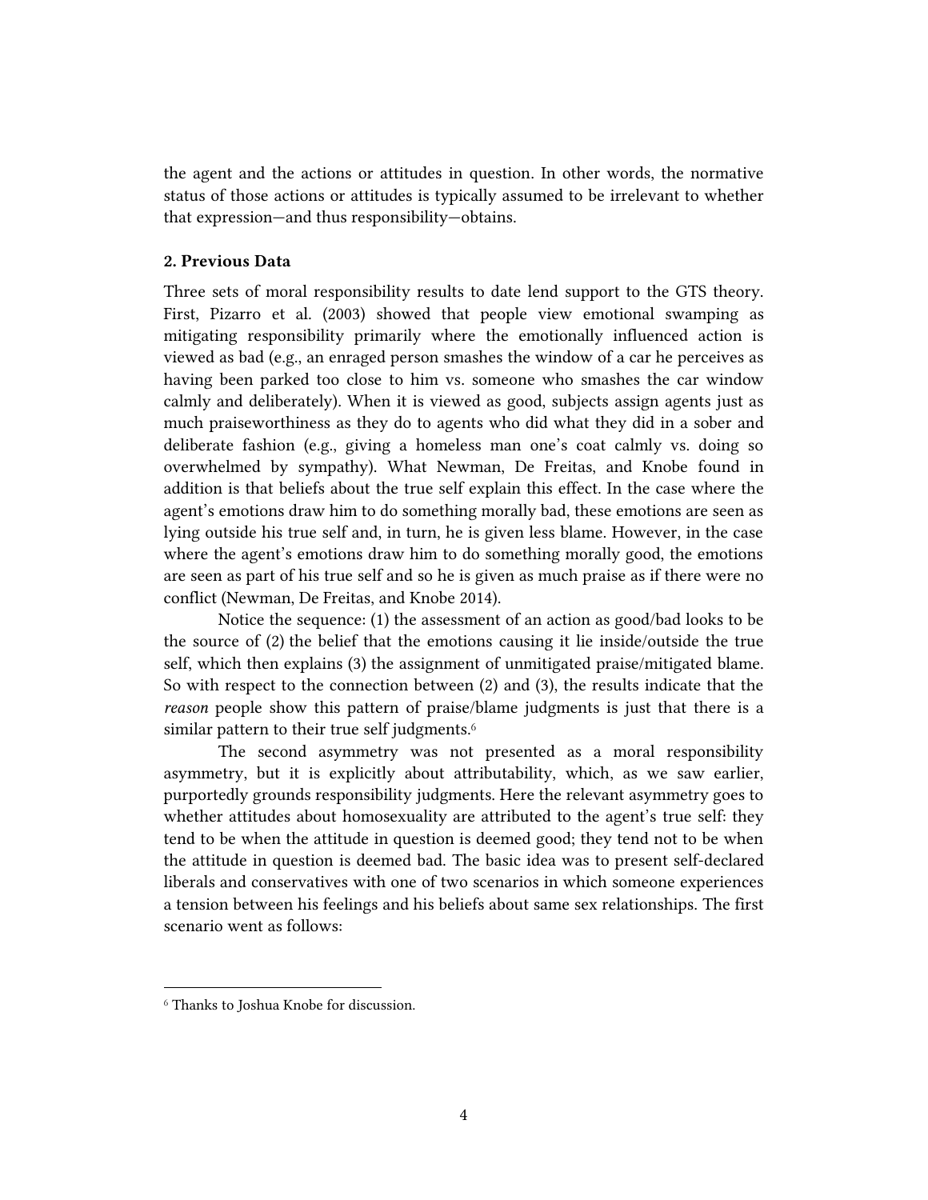the agent and the actions or attitudes in question. In other words, the normative status of those actions or attitudes is typically assumed to be irrelevant to whether that expression—and thus responsibility—obtains.

### 2. Previous Data

Three sets of moral responsibility results to date lend support to the GTS theory. First, Pizarro et al. (2003) showed that people view emotional swamping as mitigating responsibility primarily where the emotionally influenced action is viewed as bad (e.g., an enraged person smashes the window of a car he perceives as having been parked too close to him vs. someone who smashes the car window calmly and deliberately). When it is viewed as good, subjects assign agents just as much praiseworthiness as they do to agents who did what they did in a sober and deliberate fashion (e.g., giving a homeless man one's coat calmly vs. doing so overwhelmed by sympathy). What Newman, De Freitas, and Knobe found in addition is that beliefs about the true self explain this effect. In the case where the agent's emotions draw him to do something morally bad, these emotions are seen as lying outside his true self and, in turn, he is given less blame. However, in the case where the agent's emotions draw him to do something morally good, the emotions are seen as part of his true self and so he is given as much praise as if there were no conflict (Newman, De Freitas, and Knobe 2014).

Notice the sequence: (1) the assessment of an action as good/bad looks to be the source of (2) the belief that the emotions causing it lie inside/outside the true self, which then explains (3) the assignment of unmitigated praise/mitigated blame. So with respect to the connection between (2) and (3), the results indicate that the *reason* people show this pattern of praise/blame judgments is just that there is a similar pattern to their true self judgments.[6]

The second asymmetry was not presented as a moral responsibility asymmetry, but it is explicitly about attributability, which, as we saw earlier, purportedly grounds responsibility judgments. Here the relevant asymmetry goes to whether attitudes about homosexuality are attributed to the agent's true self: they tend to be when the attitude in question is deemed good; they tend not to be when the attitude in question is deemed bad. The basic idea was to present self-declared liberals and conservatives with one of two scenarios in which someone experiences a tension between his feelings and his beliefs about same sex relationships. The first scenario went as follows:

---

[6] Thanks to Joshua Knobe for discussion.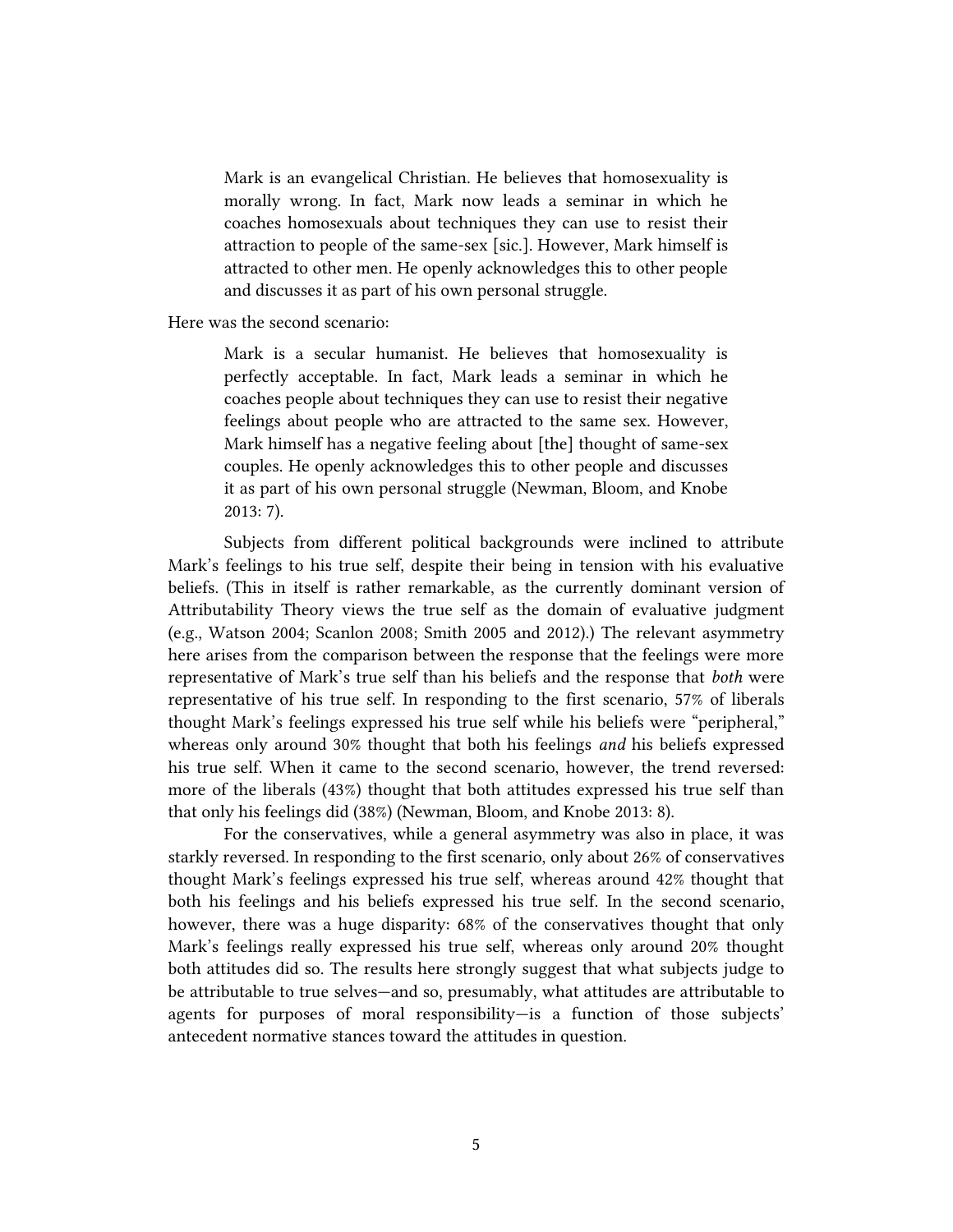> Mark is an evangelical Christian. He believes that homosexuality is morally wrong. In fact, Mark now leads a seminar in which he coaches homosexuals about techniques they can use to resist their attraction to people of the same-sex [sic.]. However, Mark himself is attracted to other men. He openly acknowledges this to other people and discusses it as part of his own personal struggle.

Here was the second scenario:

> Mark is a secular humanist. He believes that homosexuality is perfectly acceptable. In fact, Mark leads a seminar in which he coaches people about techniques they can use to resist their negative feelings about people who are attracted to the same sex. However, Mark himself has a negative feeling about [the] thought of same-sex couples. He openly acknowledges this to other people and discusses it as part of his own personal struggle (Newman, Bloom, and Knobe 2013: 7).

Subjects from different political backgrounds were inclined to attribute Mark's feelings to his true self, despite their being in tension with his evaluative beliefs. (This in itself is rather remarkable, as the currently dominant version of Attributability Theory views the true self as the domain of evaluative judgment (e.g., Watson 2004; Scanlon 2008; Smith 2005 and 2012).) The relevant asymmetry here arises from the comparison between the response that the feelings were more representative of Mark's true self than his beliefs and the response that *both* were representative of his true self. In responding to the first scenario, 57% of liberals thought Mark's feelings expressed his true self while his beliefs were "peripheral," whereas only around 30% thought that both his feelings *and* his beliefs expressed his true self. When it came to the second scenario, however, the trend reversed: more of the liberals (43%) thought that both attitudes expressed his true self than that only his feelings did (38%) (Newman, Bloom, and Knobe 2013: 8).

For the conservatives, while a general asymmetry was also in place, it was starkly reversed. In responding to the first scenario, only about 26% of conservatives thought Mark's feelings expressed his true self, whereas around 42% thought that both his feelings and his beliefs expressed his true self. In the second scenario, however, there was a huge disparity: 68% of the conservatives thought that only Mark's feelings really expressed his true self, whereas only around 20% thought both attitudes did so. The results here strongly suggest that what subjects judge to be attributable to true selves—and so, presumably, what attitudes are attributable to agents for purposes of moral responsibility—is a function of those subjects' antecedent normative stances toward the attitudes in question.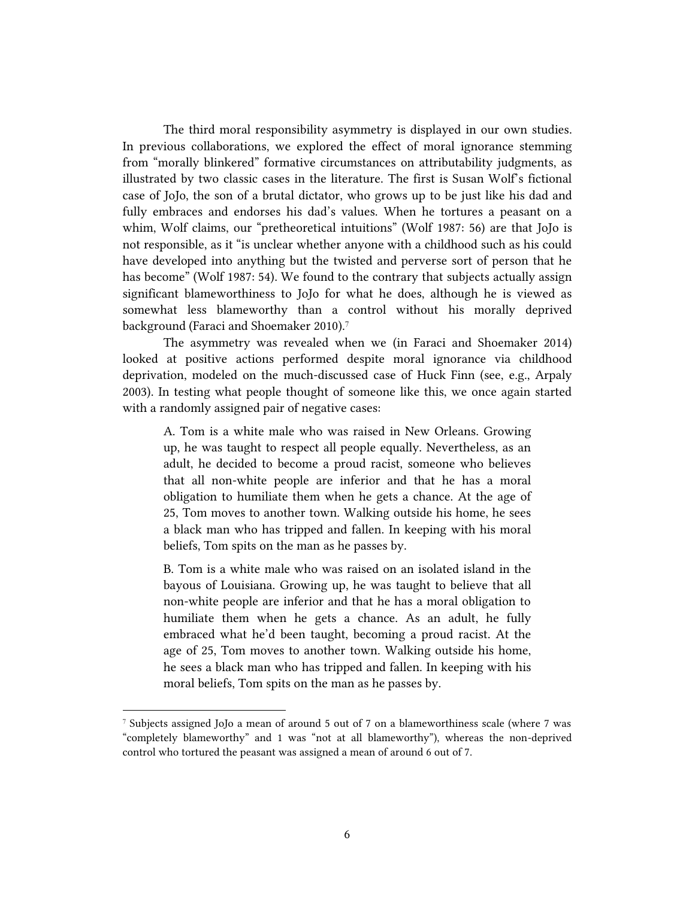The third moral responsibility asymmetry is displayed in our own studies. In previous collaborations, we explored the effect of moral ignorance stemming from "morally blinkered" formative circumstances on attributability judgments, as illustrated by two classic cases in the literature. The first is Susan Wolf's fictional case of JoJo, the son of a brutal dictator, who grows up to be just like his dad and fully embraces and endorses his dad's values. When he tortures a peasant on a whim, Wolf claims, our "pretheoretical intuitions" (Wolf 1987: 56) are that JoJo is not responsible, as it "is unclear whether anyone with a childhood such as his could have developed into anything but the twisted and perverse sort of person that he has become" (Wolf 1987: 54). We found to the contrary that subjects actually assign significant blameworthiness to JoJo for what he does, although he is viewed as somewhat less blameworthy than a control without his morally deprived background (Faraci and Shoemaker 2010).[7]

The asymmetry was revealed when we (in Faraci and Shoemaker 2014) looked at positive actions performed despite moral ignorance via childhood deprivation, modeled on the much-discussed case of Huck Finn (see, e.g., Arpaly 2003). In testing what people thought of someone like this, we once again started with a randomly assigned pair of negative cases:

> A. Tom is a white male who was raised in New Orleans. Growing up, he was taught to respect all people equally. Nevertheless, as an adult, he decided to become a proud racist, someone who believes that all non-white people are inferior and that he has a moral obligation to humiliate them when he gets a chance. At the age of 25, Tom moves to another town. Walking outside his home, he sees a black man who has tripped and fallen. In keeping with his moral beliefs, Tom spits on the man as he passes by.
>
> B. Tom is a white male who was raised on an isolated island in the bayous of Louisiana. Growing up, he was taught to believe that all non-white people are inferior and that he has a moral obligation to humiliate them when he gets a chance. As an adult, he fully embraced what he'd been taught, becoming a proud racist. At the age of 25, Tom moves to another town. Walking outside his home, he sees a black man who has tripped and fallen. In keeping with his moral beliefs, Tom spits on the man as he passes by.

---

[7] Subjects assigned JoJo a mean of around 5 out of 7 on a blameworthiness scale (where 7 was "completely blameworthy" and 1 was "not at all blameworthy"), whereas the non-deprived control who tortured the peasant was assigned a mean of around 6 out of 7.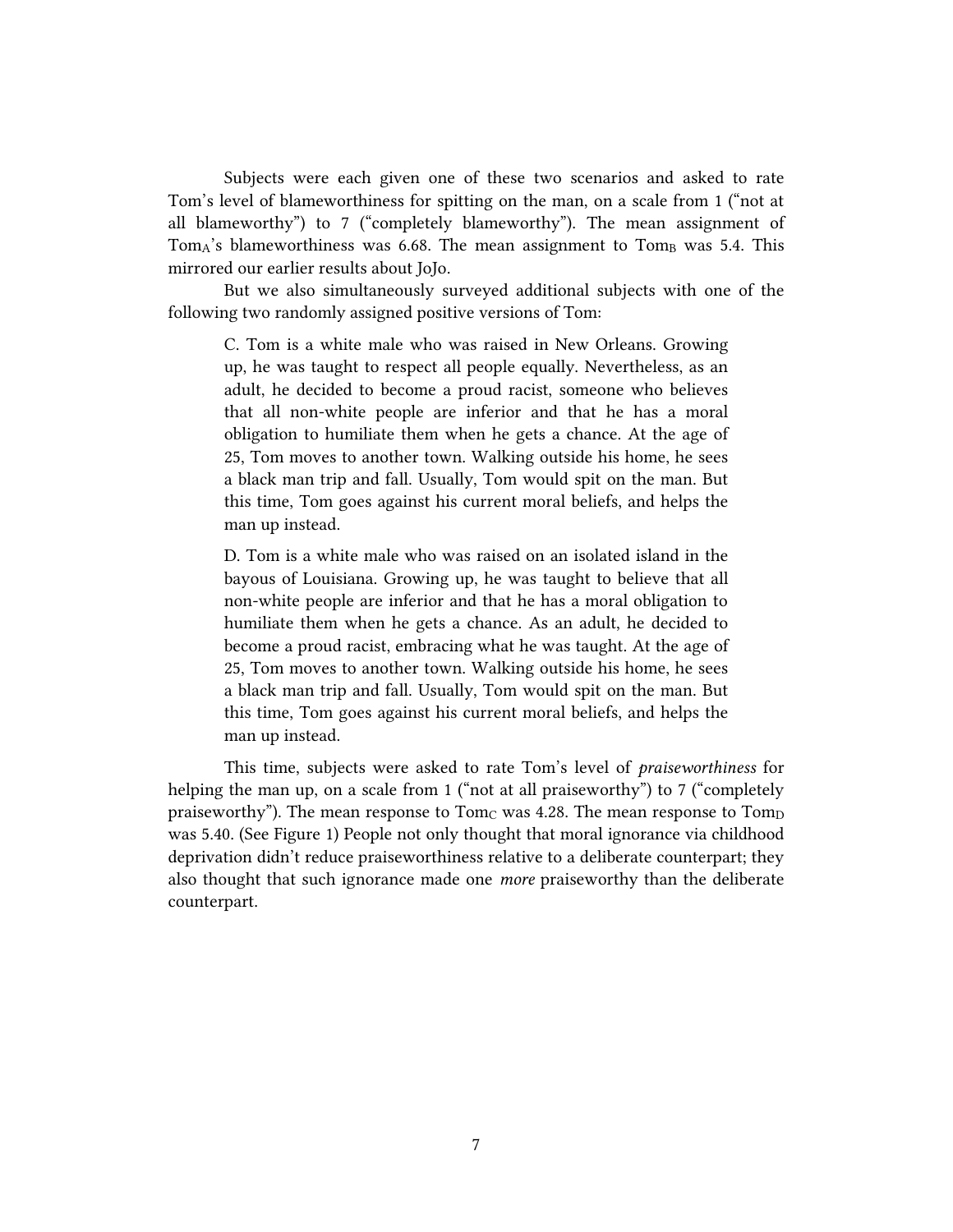Subjects were each given one of these two scenarios and asked to rate Tom's level of blameworthiness for spitting on the man, on a scale from 1 ("not at all blameworthy") to 7 ("completely blameworthy"). The mean assignment of $\text{Tom}_A$'s blameworthiness was 6.68. The mean assignment to $\text{Tom}_B$ was 5.4. This mirrored our earlier results about JoJo.

But we also simultaneously surveyed additional subjects with one of the following two randomly assigned positive versions of Tom:

> C. Tom is a white male who was raised in New Orleans. Growing up, he was taught to respect all people equally. Nevertheless, as an adult, he decided to become a proud racist, someone who believes that all non-white people are inferior and that he has a moral obligation to humiliate them when he gets a chance. At the age of 25, Tom moves to another town. Walking outside his home, he sees a black man trip and fall. Usually, Tom would spit on the man. But this time, Tom goes against his current moral beliefs, and helps the man up instead.
>
> D. Tom is a white male who was raised on an isolated island in the bayous of Louisiana. Growing up, he was taught to believe that all non-white people are inferior and that he has a moral obligation to humiliate them when he gets a chance. As an adult, he decided to become a proud racist, embracing what he was taught. At the age of 25, Tom moves to another town. Walking outside his home, he sees a black man trip and fall. Usually, Tom would spit on the man. But this time, Tom goes against his current moral beliefs, and helps the man up instead.

This time, subjects were asked to rate Tom's level of *praiseworthiness* for helping the man up, on a scale from 1 ("not at all praiseworthy") to 7 ("completely praiseworthy"). The mean response to $\text{Tom}_C$ was 4.28. The mean response to $\text{Tom}_D$ was 5.40. (See Figure 1) People not only thought that moral ignorance via childhood deprivation didn't reduce praiseworthiness relative to a deliberate counterpart; they also thought that such ignorance made one *more* praiseworthy than the deliberate counterpart.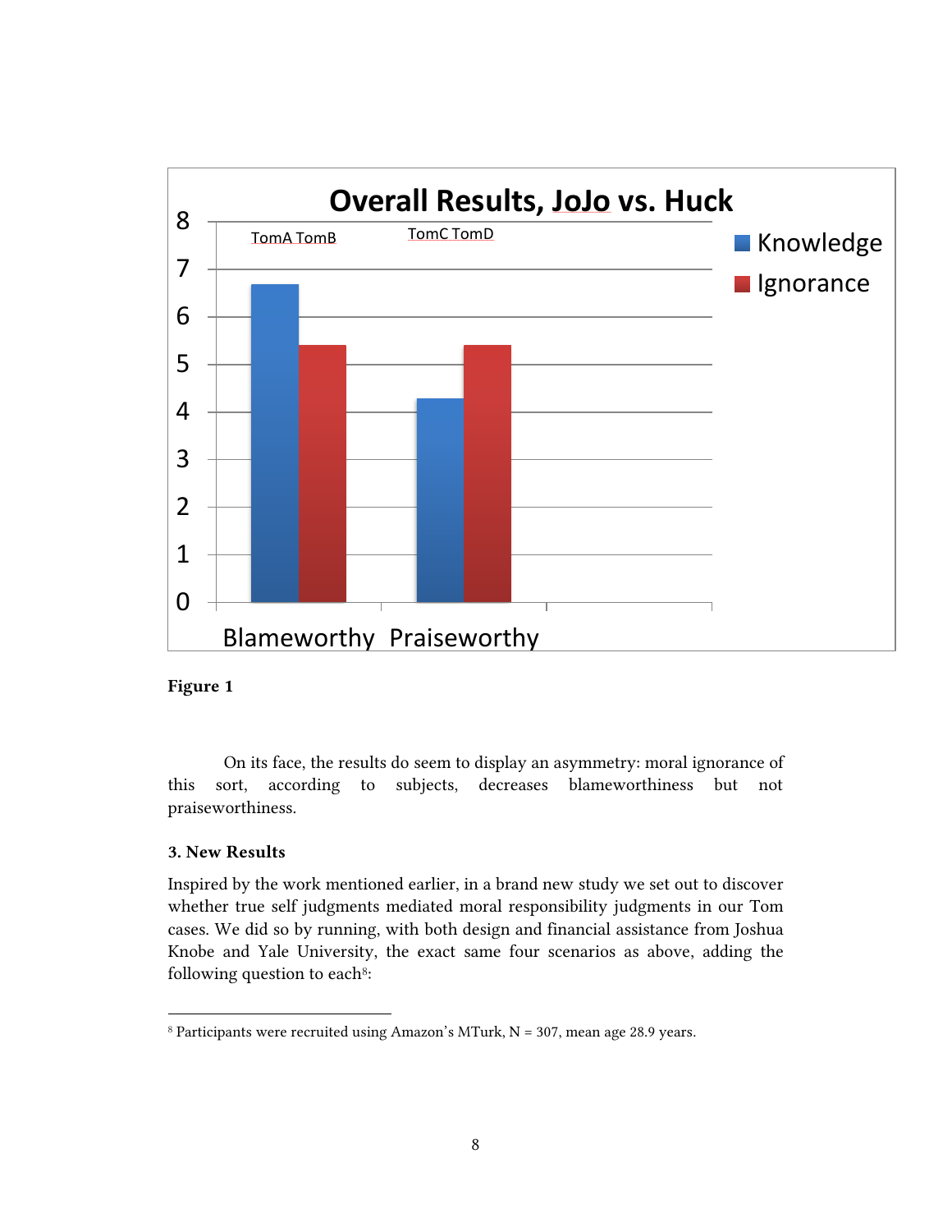**Figure 1**

On its face, the results do seem to display an asymmetry: moral ignorance of this sort, according to subjects, decreases blameworthiness but not praiseworthiness.

### 3. New Results

Inspired by the work mentioned earlier, in a brand new study we set out to discover whether true self judgments mediated moral responsibility judgments in our Tom cases. We did so by running, with both design and financial assistance from Joshua Knobe and Yale University, the exact same four scenarios as above, adding the following question to each[8]:

[8] Participants were recruited using Amazon's MTurk, N = 307, mean age 28.9 years.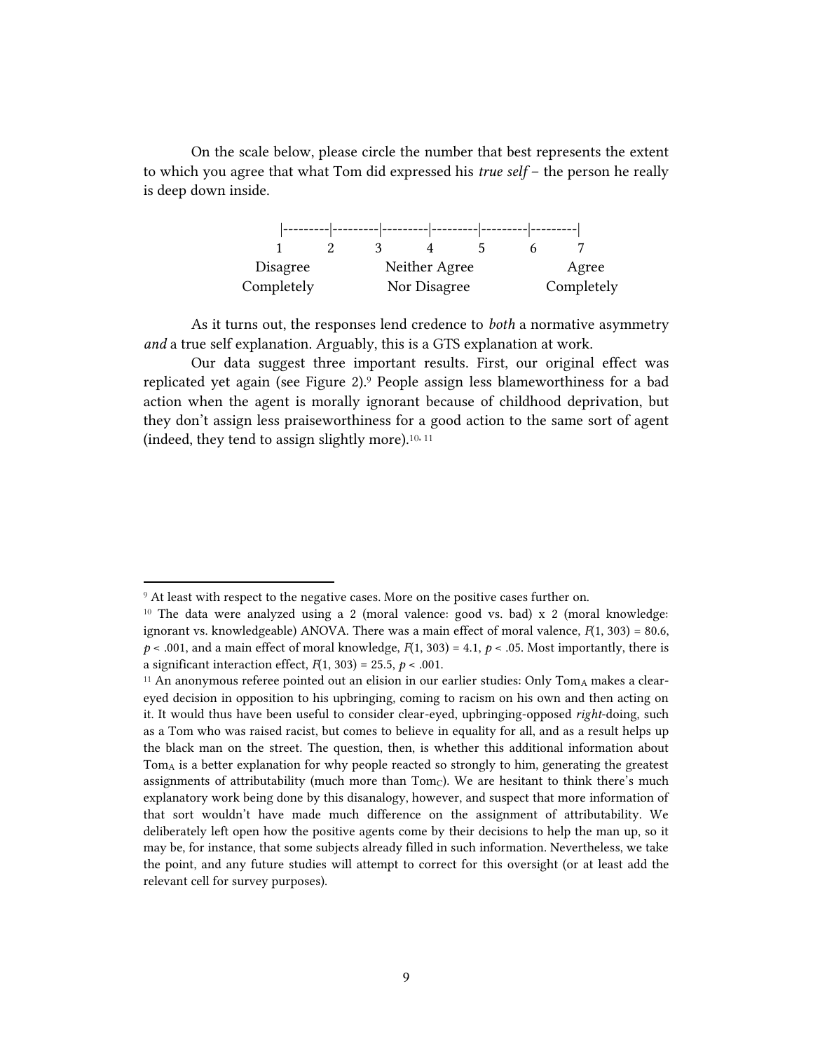On the scale below, please circle the number that best represents the extent to which you agree that what Tom did expressed his *true self* – the person he really is deep down inside.

```
|---------|---------|---------|---------|---------|---------|
1         2         3         4         5         6         7
Disagree            Neither Agree                 Agree
Completely          Nor Disagree                  Completely
```

As it turns out, the responses lend credence to *both* a normative asymmetry *and* a true self explanation. Arguably, this is a GTS explanation at work.

Our data suggest three important results. First, our original effect was replicated yet again (see Figure 2).[9] People assign less blameworthiness for a bad action when the agent is morally ignorant because of childhood deprivation, but they don't assign less praiseworthiness for a good action to the same sort of agent (indeed, they tend to assign slightly more).[10, 11]

---

[9] At least with respect to the negative cases. More on the positive cases further on.

[10] The data were analyzed using a 2 (moral valence: good vs. bad) x 2 (moral knowledge: ignorant vs. knowledgeable) ANOVA. There was a main effect of moral valence, $F(1, 303) = 80.6$, $p < .001$, and a main effect of moral knowledge, $F(1, 303) = 4.1$, $p < .05$. Most importantly, there is a significant interaction effect, $F(1, 303) = 25.5$, $p < .001$.

[11] An anonymous referee pointed out an elision in our earlier studies: Only $Tom_A$ makes a clear-eyed decision in opposition to his upbringing, coming to racism on his own and then acting on it. It would thus have been useful to consider clear-eyed, upbringing-opposed *right*-doing, such as a Tom who was raised racist, but comes to believe in equality for all, and as a result helps up the black man on the street. The question, then, is whether this additional information about $Tom_A$ is a better explanation for why people reacted so strongly to him, generating the greatest assignments of attributability (much more than $Tom_C$). We are hesitant to think there's much explanatory work being done by this disanalogy, however, and suspect that more information of that sort wouldn't have made much difference on the assignment of attributability. We deliberately left open how the positive agents come by their decisions to help the man up, so it may be, for instance, that some subjects already filled in such information. Nevertheless, we take the point, and any future studies will attempt to correct for this oversight (or at least add the relevant cell for survey purposes).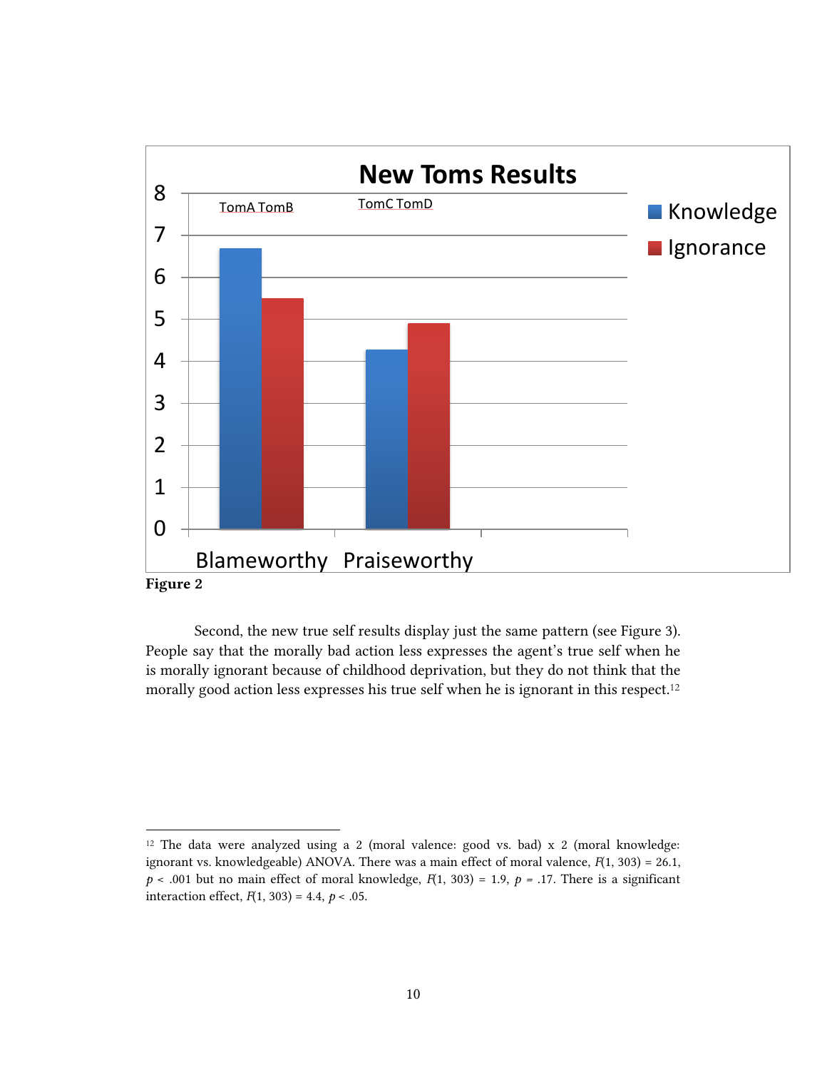**Figure 2**

Second, the new true self results display just the same pattern (see Figure 3). People say that the morally bad action less expresses the agent's true self when he is morally ignorant because of childhood deprivation, but they do not think that the morally good action less expresses his true self when he is ignorant in this respect.[12]

---

[12] The data were analyzed using a 2 (moral valence: good vs. bad) x 2 (moral knowledge: ignorant vs. knowledgeable) ANOVA. There was a main effect of moral valence, $F(1, 303) = 26.1$, $p < .001$ but no main effect of moral knowledge, $F(1, 303) = 1.9$, $p = .17$. There is a significant interaction effect, $F(1, 303) = 4.4$, $p < .05$.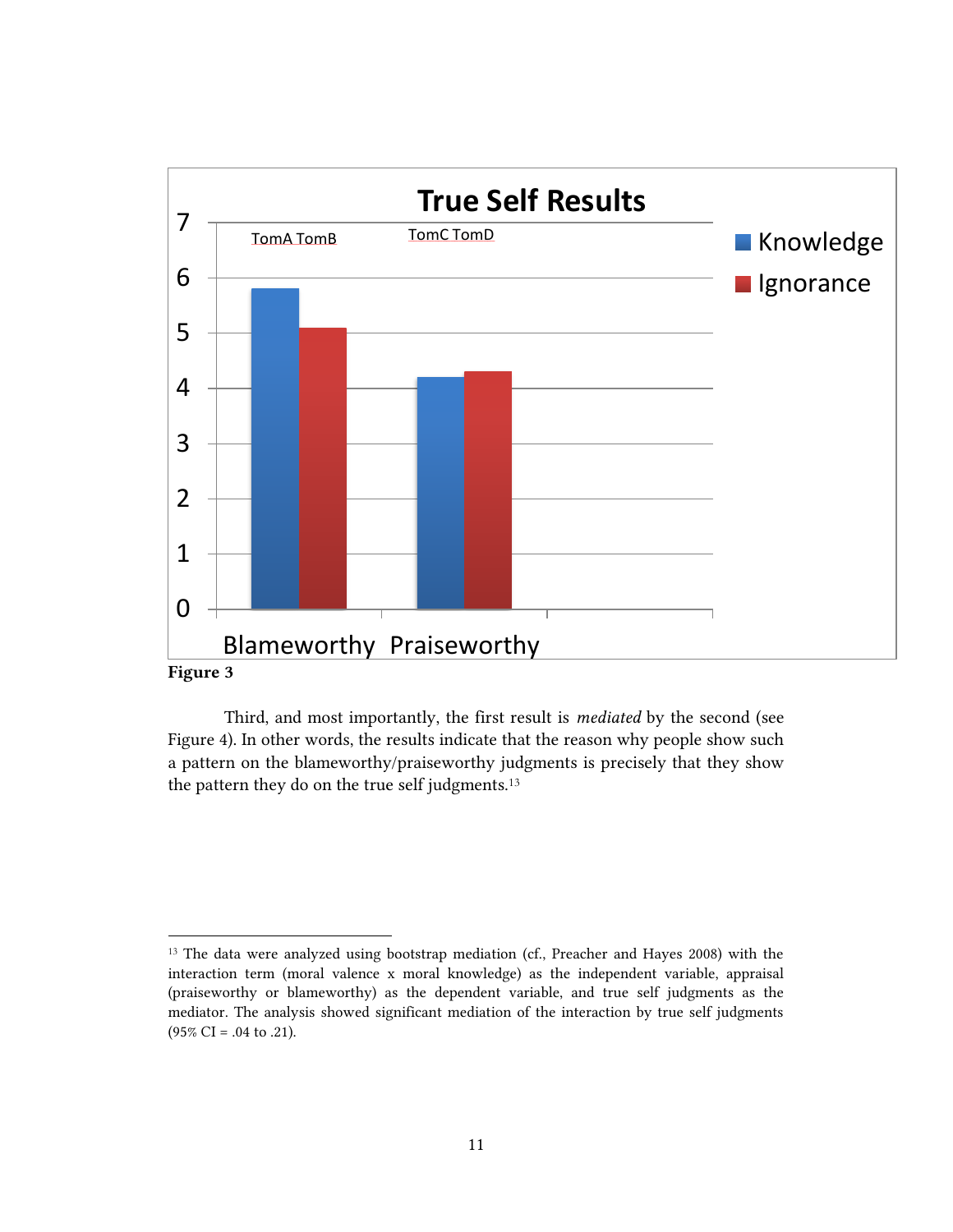**Figure 3**

Third, and most importantly, the first result is *mediated* by the second (see Figure 4). In other words, the results indicate that the reason why people show such a pattern on the blameworthy/praiseworthy judgments is precisely that they show the pattern they do on the true self judgments.[13]

---

[13] The data were analyzed using bootstrap mediation (cf., Preacher and Hayes 2008) with the interaction term (moral valence x moral knowledge) as the independent variable, appraisal (praiseworthy or blameworthy) as the dependent variable, and true self judgments as the mediator. The analysis showed significant mediation of the interaction by true self judgments (95% CI = .04 to .21).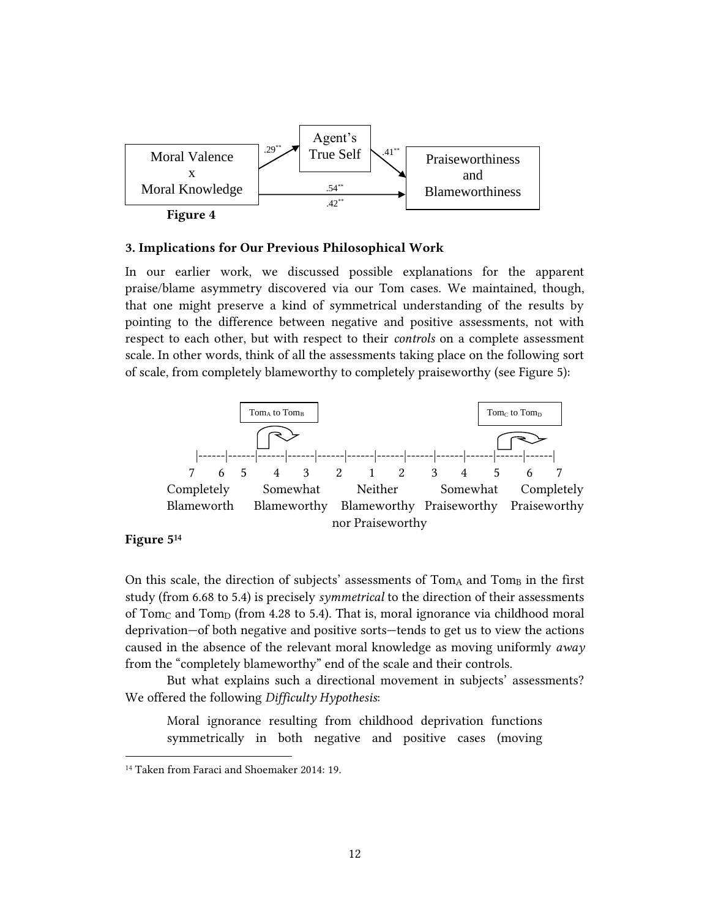Moral Valence x Moral Knowledge → (.29**) → Agent's True Self → (.41**) → Praiseworthiness and Blameworthiness

Moral Valence x Moral Knowledge → (.54** / .42**) → Praiseworthiness and Blameworthiness

**Figure 4**

### 3. Implications for Our Previous Philosophical Work

In our earlier work, we discussed possible explanations for the apparent praise/blame asymmetry discovered via our Tom cases. We maintained, though, that one might preserve a kind of symmetrical understanding of the results by pointing to the difference between negative and positive assessments, not with respect to each other, but with respect to their *controls* on a complete assessment scale. In other words, think of all the assessments taking place on the following sort of scale, from completely blameworthy to completely praiseworthy (see Figure 5):

$Tom_A$ to $Tom_B$ $\qquad$ $Tom_C$ to $Tom_D$

```
|------|------|------|------|------|------|------|------|------|------|------|------|
7      6   5      4      3      2      1      2      3      4      5      6      7
Completely     Somewhat      Neither        Somewhat      Completely
Blameworth   Blameworthy  Blameworthy  Praiseworthy  Praiseworthy
                          nor Praiseworthy
```

**Figure 5**[14]

On this scale, the direction of subjects' assessments of $Tom_A$ and $Tom_B$ in the first study (from 6.68 to 5.4) is precisely *symmetrical* to the direction of their assessments of $Tom_C$ and $Tom_D$ (from 4.28 to 5.4). That is, moral ignorance via childhood moral deprivation—of both negative and positive sorts—tends to get us to view the actions caused in the absence of the relevant moral knowledge as moving uniformly *away* from the "completely blameworthy" end of the scale and their controls.

But what explains such a directional movement in subjects' assessments? We offered the following *Difficulty Hypothesis*:

> Moral ignorance resulting from childhood deprivation functions symmetrically in both negative and positive cases (moving

[14] Taken from Faraci and Shoemaker 2014: 19.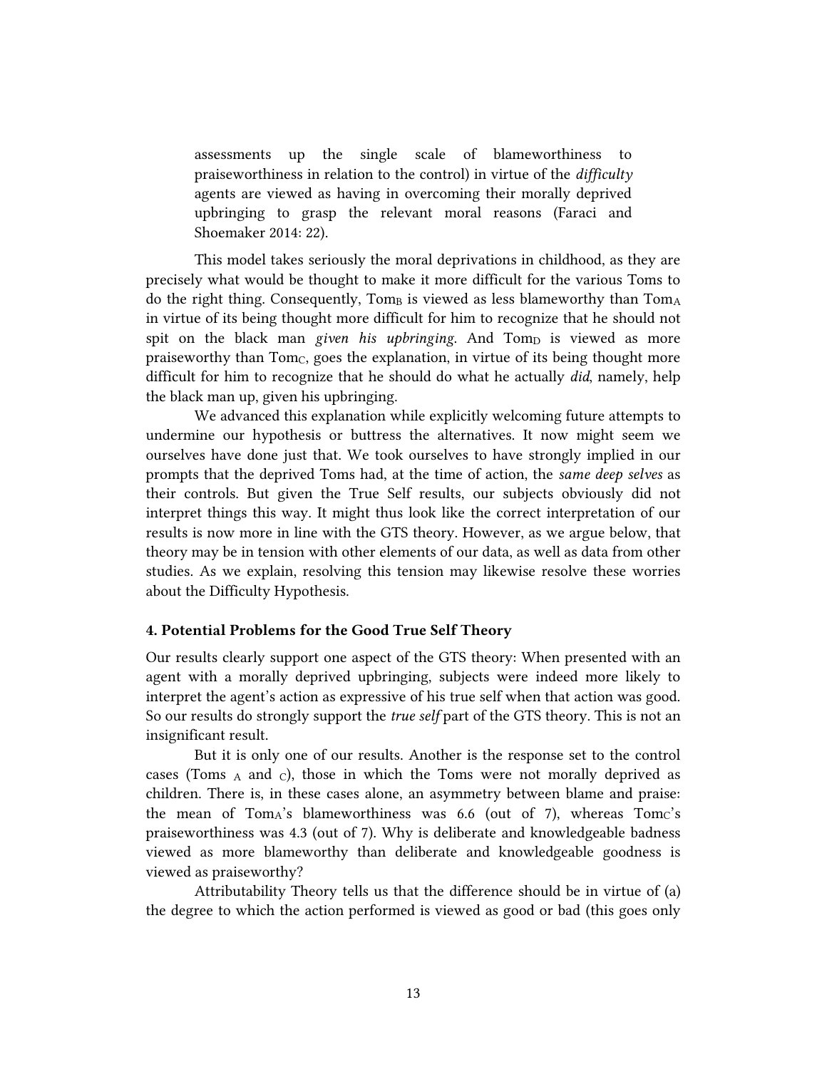assessments up the single scale of blameworthiness to praiseworthiness in relation to the control) in virtue of the *difficulty* agents are viewed as having in overcoming their morally deprived upbringing to grasp the relevant moral reasons (Faraci and Shoemaker 2014: 22).

This model takes seriously the moral deprivations in childhood, as they are precisely what would be thought to make it more difficult for the various Toms to do the right thing. Consequently, $\text{Tom}_B$ is viewed as less blameworthy than $\text{Tom}_A$ in virtue of its being thought more difficult for him to recognize that he should not spit on the black man *given his upbringing*. And $\text{Tom}_D$ is viewed as more praiseworthy than $\text{Tom}_C$, goes the explanation, in virtue of its being thought more difficult for him to recognize that he should do what he actually *did*, namely, help the black man up, given his upbringing.

We advanced this explanation while explicitly welcoming future attempts to undermine our hypothesis or buttress the alternatives. It now might seem we ourselves have done just that. We took ourselves to have strongly implied in our prompts that the deprived Toms had, at the time of action, the *same deep selves* as their controls. But given the True Self results, our subjects obviously did not interpret things this way. It might thus look like the correct interpretation of our results is now more in line with the GTS theory. However, as we argue below, that theory may be in tension with other elements of our data, as well as data from other studies. As we explain, resolving this tension may likewise resolve these worries about the Difficulty Hypothesis.

## 4. Potential Problems for the Good True Self Theory

Our results clearly support one aspect of the GTS theory: When presented with an agent with a morally deprived upbringing, subjects were indeed more likely to interpret the agent's action as expressive of his true self when that action was good. So our results do strongly support the *true self* part of the GTS theory. This is not an insignificant result.

But it is only one of our results. Another is the response set to the control cases (Toms $_A$ and $_C$), those in which the Toms were not morally deprived as children. There is, in these cases alone, an asymmetry between blame and praise: the mean of $\text{Tom}_A$'s blameworthiness was 6.6 (out of 7), whereas $\text{Tom}_C$'s praiseworthiness was 4.3 (out of 7). Why is deliberate and knowledgeable badness viewed as more blameworthy than deliberate and knowledgeable goodness is viewed as praiseworthy?

Attributability Theory tells us that the difference should be in virtue of (a) the degree to which the action performed is viewed as good or bad (this goes only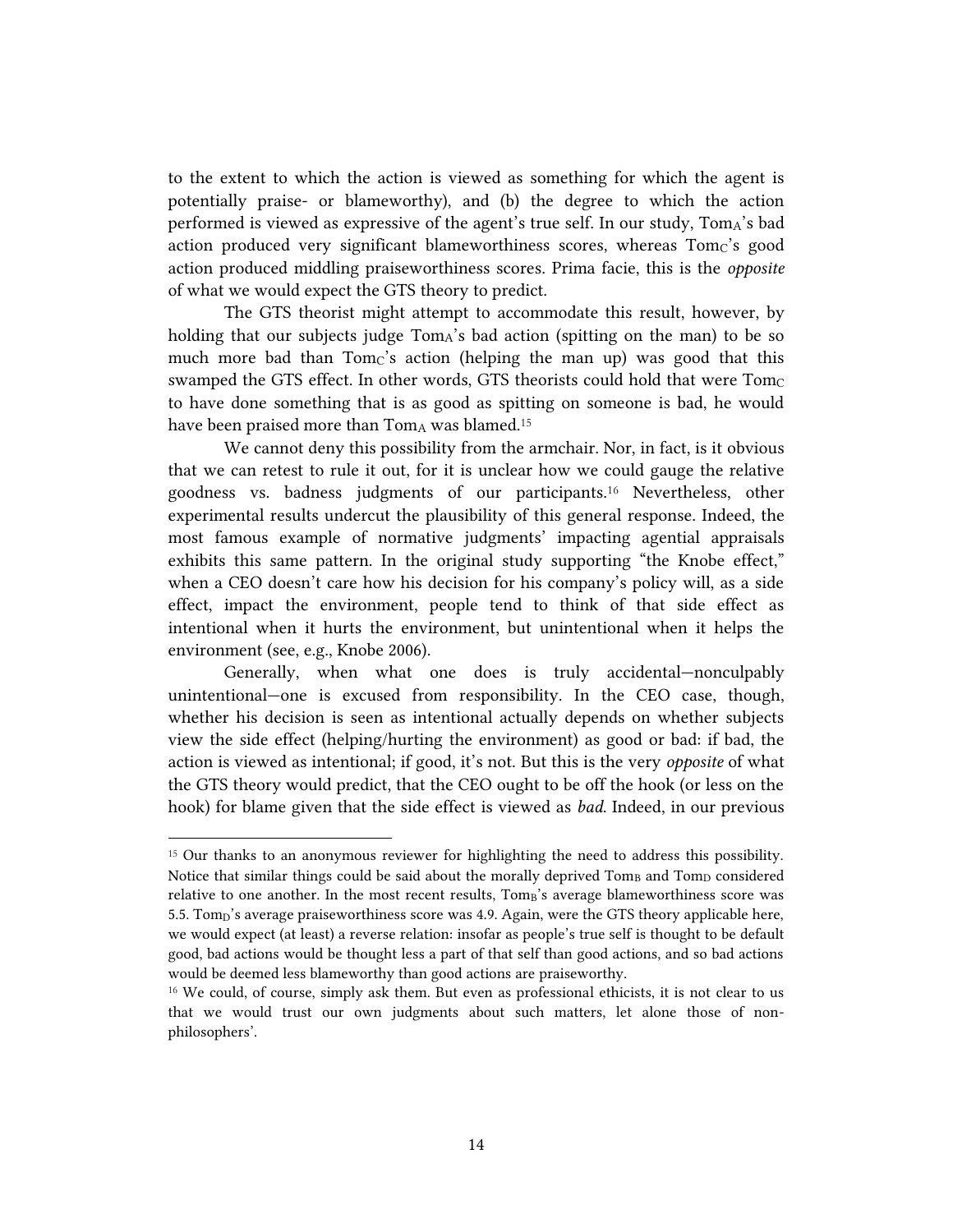to the extent to which the action is viewed as something for which the agent is potentially praise- or blameworthy), and (b) the degree to which the action performed is viewed as expressive of the agent's true self. In our study, $Tom_A$'s bad action produced very significant blameworthiness scores, whereas $Tom_C$'s good action produced middling praiseworthiness scores. Prima facie, this is the *opposite* of what we would expect the GTS theory to predict.

The GTS theorist might attempt to accommodate this result, however, by holding that our subjects judge $Tom_A$'s bad action (spitting on the man) to be so much more bad than $Tom_C$'s action (helping the man up) was good that this swamped the GTS effect. In other words, GTS theorists could hold that were $Tom_C$ to have done something that is as good as spitting on someone is bad, he would have been praised more than $Tom_A$ was blamed.[15]

We cannot deny this possibility from the armchair. Nor, in fact, is it obvious that we can retest to rule it out, for it is unclear how we could gauge the relative goodness vs. badness judgments of our participants.[16] Nevertheless, other experimental results undercut the plausibility of this general response. Indeed, the most famous example of normative judgments' impacting agential appraisals exhibits this same pattern. In the original study supporting "the Knobe effect," when a CEO doesn't care how his decision for his company's policy will, as a side effect, impact the environment, people tend to think of that side effect as intentional when it hurts the environment, but unintentional when it helps the environment (see, e.g., Knobe 2006).

Generally, when what one does is truly accidental—nonculpably unintentional—one is excused from responsibility. In the CEO case, though, whether his decision is seen as intentional actually depends on whether subjects view the side effect (helping/hurting the environment) as good or bad: if bad, the action is viewed as intentional; if good, it's not. But this is the very *opposite* of what the GTS theory would predict, that the CEO ought to be off the hook (or less on the hook) for blame given that the side effect is viewed as *bad*. Indeed, in our previous

---

[15] Our thanks to an anonymous reviewer for highlighting the need to address this possibility. Notice that similar things could be said about the morally deprived $Tom_B$ and $Tom_D$ considered relative to one another. In the most recent results, $Tom_B$'s average blameworthiness score was 5.5. $Tom_D$'s average praiseworthiness score was 4.9. Again, were the GTS theory applicable here, we would expect (at least) a reverse relation: insofar as people's true self is thought to be default good, bad actions would be thought less a part of that self than good actions, and so bad actions would be deemed less blameworthy than good actions are praiseworthy.

[16] We could, of course, simply ask them. But even as professional ethicists, it is not clear to us that we would trust our own judgments about such matters, let alone those of non-philosophers'.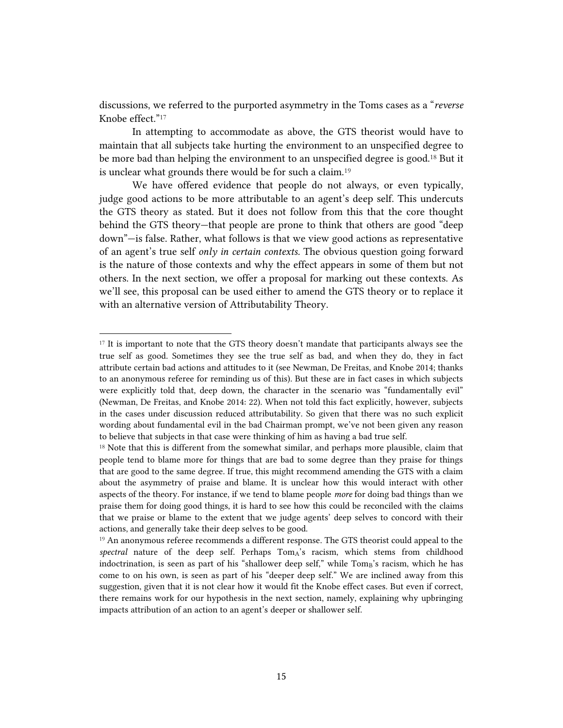discussions, we referred to the purported asymmetry in the Toms cases as a "*reverse* Knobe effect."[17]

In attempting to accommodate as above, the GTS theorist would have to maintain that all subjects take hurting the environment to an unspecified degree to be more bad than helping the environment to an unspecified degree is good.[18] But it is unclear what grounds there would be for such a claim.[19]

We have offered evidence that people do not always, or even typically, judge good actions to be more attributable to an agent's deep self. This undercuts the GTS theory as stated. But it does not follow from this that the core thought behind the GTS theory—that people are prone to think that others are good "deep down"—is false. Rather, what follows is that we view good actions as representative of an agent's true self *only in certain contexts.* The obvious question going forward is the nature of those contexts and why the effect appears in some of them but not others. In the next section, we offer a proposal for marking out these contexts. As we'll see, this proposal can be used either to amend the GTS theory or to replace it with an alternative version of Attributability Theory.

---

[17] It is important to note that the GTS theory doesn't mandate that participants always see the true self as good. Sometimes they see the true self as bad, and when they do, they in fact attribute certain bad actions and attitudes to it (see Newman, De Freitas, and Knobe 2014; thanks to an anonymous referee for reminding us of this). But these are in fact cases in which subjects were explicitly told that, deep down, the character in the scenario was "fundamentally evil" (Newman, De Freitas, and Knobe 2014: 22). When not told this fact explicitly, however, subjects in the cases under discussion reduced attributability. So given that there was no such explicit wording about fundamental evil in the bad Chairman prompt, we've not been given any reason to believe that subjects in that case were thinking of him as having a bad true self.

[18] Note that this is different from the somewhat similar, and perhaps more plausible, claim that people tend to blame more for things that are bad to some degree than they praise for things that are good to the same degree. If true, this might recommend amending the GTS with a claim about the asymmetry of praise and blame. It is unclear how this would interact with other aspects of the theory. For instance, if we tend to blame people *more* for doing bad things than we praise them for doing good things, it is hard to see how this could be reconciled with the claims that we praise or blame to the extent that we judge agents' deep selves to concord with their actions, and generally take their deep selves to be good.

[19] An anonymous referee recommends a different response. The GTS theorist could appeal to the *spectral* nature of the deep self. Perhaps $Tom_A$'s racism, which stems from childhood indoctrination, is seen as part of his "shallower deep self," while $Tom_B$'s racism, which he has come to on his own, is seen as part of his "deeper deep self." We are inclined away from this suggestion, given that it is not clear how it would fit the Knobe effect cases. But even if correct, there remains work for our hypothesis in the next section, namely, explaining why upbringing impacts attribution of an action to an agent's deeper or shallower self.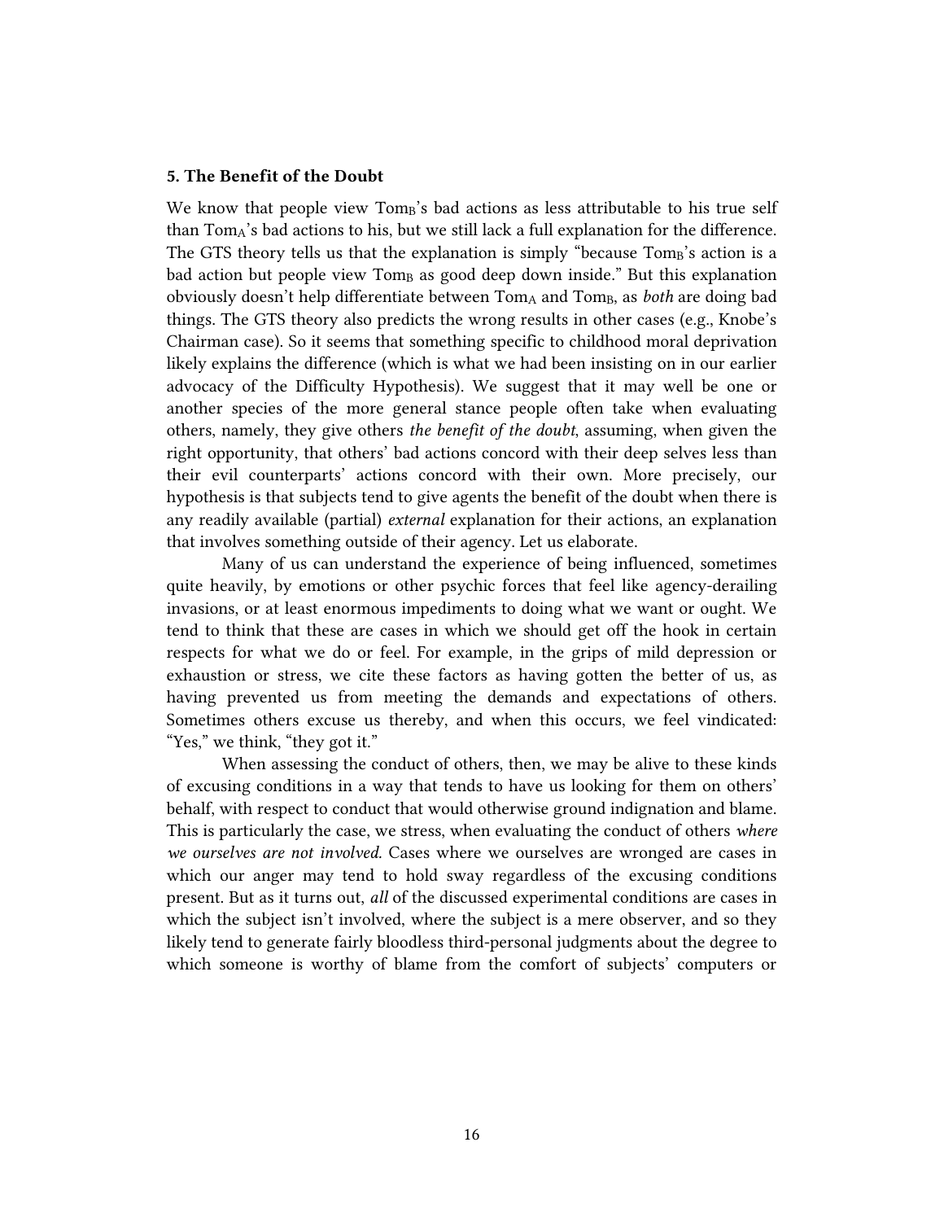### 5. The Benefit of the Doubt

We know that people view $Tom_B$'s bad actions as less attributable to his true self than $Tom_A$'s bad actions to his, but we still lack a full explanation for the difference. The GTS theory tells us that the explanation is simply "because $Tom_B$'s action is a bad action but people view $Tom_B$ as good deep down inside." But this explanation obviously doesn't help differentiate between $Tom_A$ and $Tom_B$, as *both* are doing bad things. The GTS theory also predicts the wrong results in other cases (e.g., Knobe's Chairman case). So it seems that something specific to childhood moral deprivation likely explains the difference (which is what we had been insisting on in our earlier advocacy of the Difficulty Hypothesis). We suggest that it may well be one or another species of the more general stance people often take when evaluating others, namely, they give others *the benefit of the doubt*, assuming, when given the right opportunity, that others' bad actions concord with their deep selves less than their evil counterparts' actions concord with their own. More precisely, our hypothesis is that subjects tend to give agents the benefit of the doubt when there is any readily available (partial) *external* explanation for their actions, an explanation that involves something outside of their agency. Let us elaborate.

Many of us can understand the experience of being influenced, sometimes quite heavily, by emotions or other psychic forces that feel like agency-derailing invasions, or at least enormous impediments to doing what we want or ought. We tend to think that these are cases in which we should get off the hook in certain respects for what we do or feel. For example, in the grips of mild depression or exhaustion or stress, we cite these factors as having gotten the better of us, as having prevented us from meeting the demands and expectations of others. Sometimes others excuse us thereby, and when this occurs, we feel vindicated: "Yes," we think, "they got it."

When assessing the conduct of others, then, we may be alive to these kinds of excusing conditions in a way that tends to have us looking for them on others' behalf, with respect to conduct that would otherwise ground indignation and blame. This is particularly the case, we stress, when evaluating the conduct of others *where we ourselves are not involved.* Cases where we ourselves are wronged are cases in which our anger may tend to hold sway regardless of the excusing conditions present. But as it turns out, *all* of the discussed experimental conditions are cases in which the subject isn't involved, where the subject is a mere observer, and so they likely tend to generate fairly bloodless third-personal judgments about the degree to which someone is worthy of blame from the comfort of subjects' computers or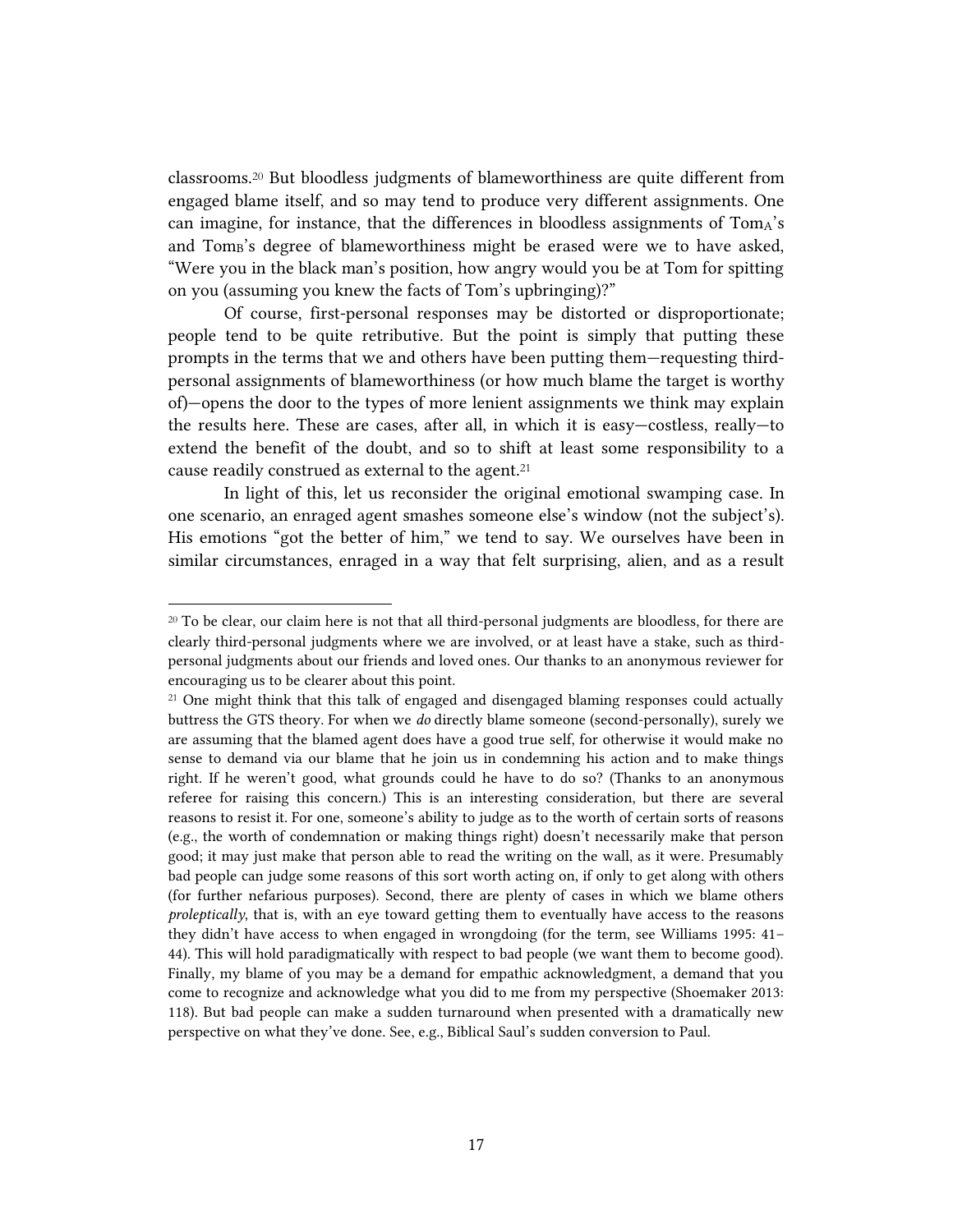classrooms.[20] But bloodless judgments of blameworthiness are quite different from engaged blame itself, and so may tend to produce very different assignments. One can imagine, for instance, that the differences in bloodless assignments of $Tom_A$'s and $Tom_B$'s degree of blameworthiness might be erased were we to have asked, "Were you in the black man's position, how angry would you be at Tom for spitting on you (assuming you knew the facts of Tom's upbringing)?"

Of course, first-personal responses may be distorted or disproportionate; people tend to be quite retributive. But the point is simply that putting these prompts in the terms that we and others have been putting them—requesting third-personal assignments of blameworthiness (or how much blame the target is worthy of)—opens the door to the types of more lenient assignments we think may explain the results here. These are cases, after all, in which it is easy—costless, really—to extend the benefit of the doubt, and so to shift at least some responsibility to a cause readily construed as external to the agent.[21]

In light of this, let us reconsider the original emotional swamping case. In one scenario, an enraged agent smashes someone else's window (not the subject's). His emotions "got the better of him," we tend to say. We ourselves have been in similar circumstances, enraged in a way that felt surprising, alien, and as a result

---

[20] To be clear, our claim here is not that all third-personal judgments are bloodless, for there are clearly third-personal judgments where we are involved, or at least have a stake, such as third-personal judgments about our friends and loved ones. Our thanks to an anonymous reviewer for encouraging us to be clearer about this point.

[21] One might think that this talk of engaged and disengaged blaming responses could actually buttress the GTS theory. For when we *do* directly blame someone (second-personally), surely we are assuming that the blamed agent does have a good true self, for otherwise it would make no sense to demand via our blame that he join us in condemning his action and to make things right. If he weren't good, what grounds could he have to do so? (Thanks to an anonymous referee for raising this concern.) This is an interesting consideration, but there are several reasons to resist it. For one, someone's ability to judge as to the worth of certain sorts of reasons (e.g., the worth of condemnation or making things right) doesn't necessarily make that person good; it may just make that person able to read the writing on the wall, as it were. Presumably bad people can judge some reasons of this sort worth acting on, if only to get along with others (for further nefarious purposes). Second, there are plenty of cases in which we blame others *proleptically*, that is, with an eye toward getting them to eventually have access to the reasons they didn't have access to when engaged in wrongdoing (for the term, see Williams 1995: 41–44). This will hold paradigmatically with respect to bad people (we want them to become good). Finally, my blame of you may be a demand for empathic acknowledgment, a demand that you come to recognize and acknowledge what you did to me from my perspective (Shoemaker 2013: 118). But bad people can make a sudden turnaround when presented with a dramatically new perspective on what they've done. See, e.g., Biblical Saul's sudden conversion to Paul.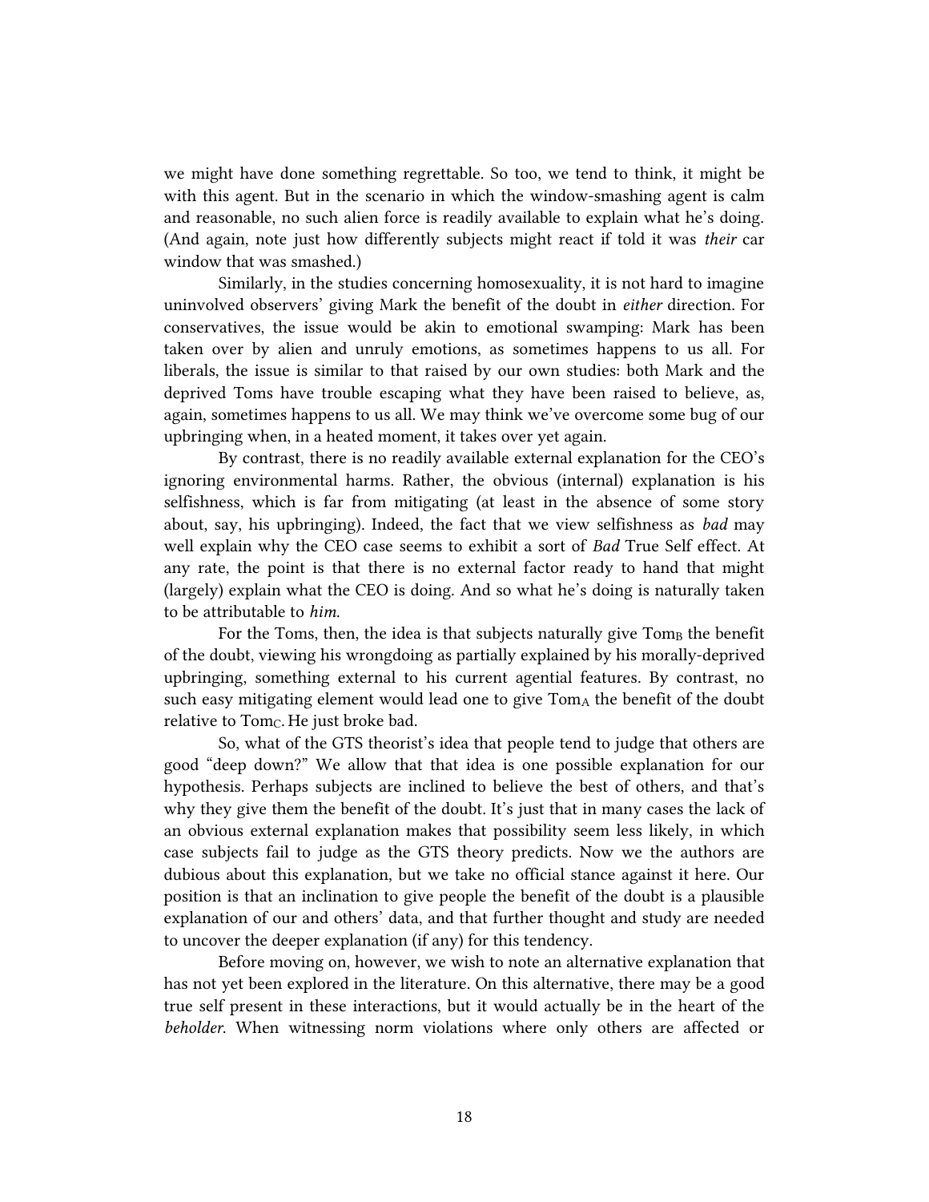we might have done something regrettable. So too, we tend to think, it might be with this agent. But in the scenario in which the window-smashing agent is calm and reasonable, no such alien force is readily available to explain what he's doing. (And again, note just how differently subjects might react if told it was *their* car window that was smashed.)

Similarly, in the studies concerning homosexuality, it is not hard to imagine uninvolved observers' giving Mark the benefit of the doubt in *either* direction. For conservatives, the issue would be akin to emotional swamping: Mark has been taken over by alien and unruly emotions, as sometimes happens to us all. For liberals, the issue is similar to that raised by our own studies: both Mark and the deprived Toms have trouble escaping what they have been raised to believe, as, again, sometimes happens to us all. We may think we've overcome some bug of our upbringing when, in a heated moment, it takes over yet again.

By contrast, there is no readily available external explanation for the CEO's ignoring environmental harms. Rather, the obvious (internal) explanation is his selfishness, which is far from mitigating (at least in the absence of some story about, say, his upbringing). Indeed, the fact that we view selfishness as *bad* may well explain why the CEO case seems to exhibit a sort of *Bad* True Self effect. At any rate, the point is that there is no external factor ready to hand that might (largely) explain what the CEO is doing. And so what he's doing is naturally taken to be attributable to *him.*

For the Toms, then, the idea is that subjects naturally give $\text{Tom}_{\text{B}}$ the benefit of the doubt, viewing his wrongdoing as partially explained by his morally-deprived upbringing, something external to his current agential features. By contrast, no such easy mitigating element would lead one to give $\text{Tom}_{\text{A}}$ the benefit of the doubt relative to $\text{Tom}_{\text{C}}$. He just broke bad.

So, what of the GTS theorist's idea that people tend to judge that others are good "deep down?" We allow that that idea is one possible explanation for our hypothesis. Perhaps subjects are inclined to believe the best of others, and that's why they give them the benefit of the doubt. It's just that in many cases the lack of an obvious external explanation makes that possibility seem less likely, in which case subjects fail to judge as the GTS theory predicts. Now we the authors are dubious about this explanation, but we take no official stance against it here. Our position is that an inclination to give people the benefit of the doubt is a plausible explanation of our and others' data, and that further thought and study are needed to uncover the deeper explanation (if any) for this tendency.

Before moving on, however, we wish to note an alternative explanation that has not yet been explored in the literature. On this alternative, there may be a good true self present in these interactions, but it would actually be in the heart of the *beholder.* When witnessing norm violations where only others are affected or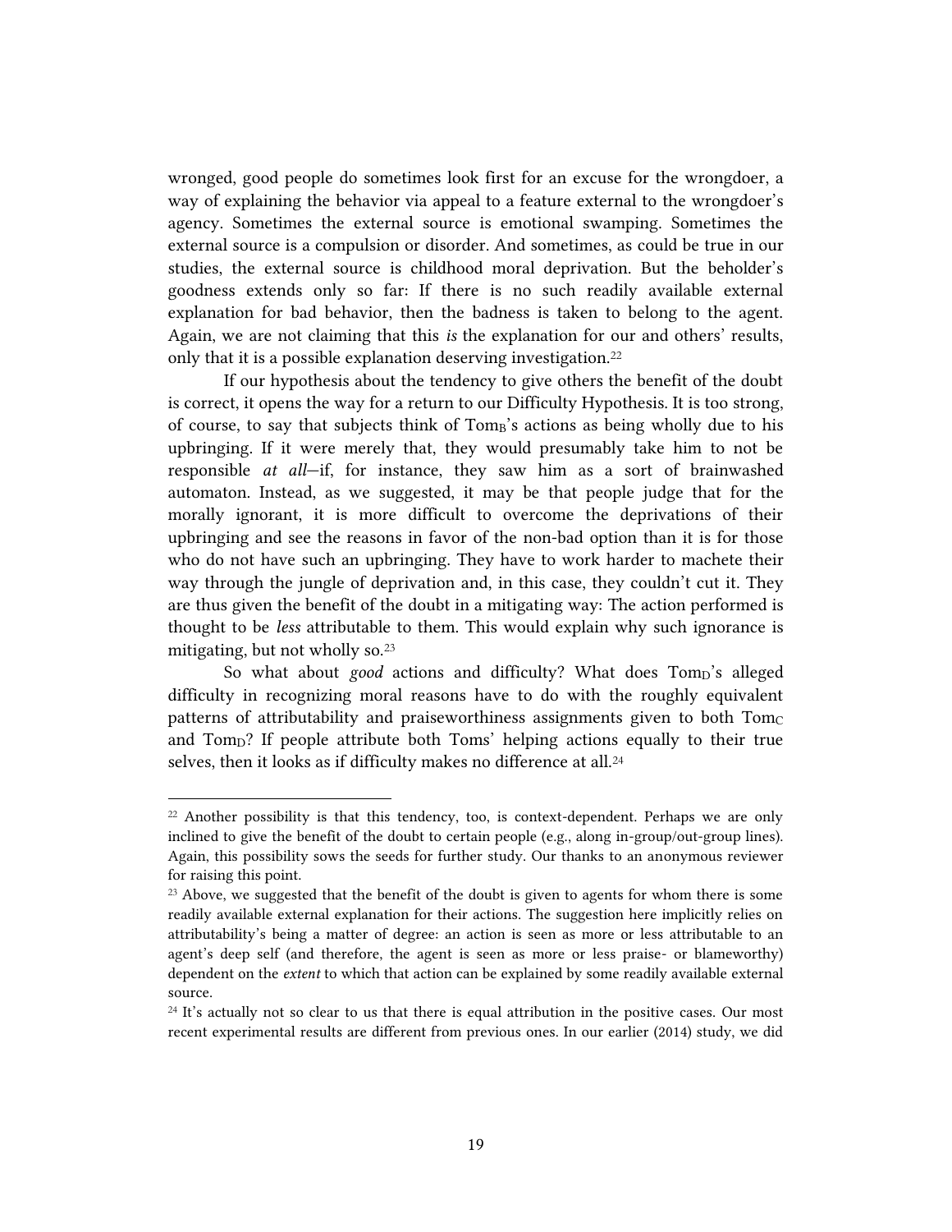wronged, good people do sometimes look first for an excuse for the wrongdoer, a way of explaining the behavior via appeal to a feature external to the wrongdoer's agency. Sometimes the external source is emotional swamping. Sometimes the external source is a compulsion or disorder. And sometimes, as could be true in our studies, the external source is childhood moral deprivation. But the beholder's goodness extends only so far: If there is no such readily available external explanation for bad behavior, then the badness is taken to belong to the agent. Again, we are not claiming that this *is* the explanation for our and others' results, only that it is a possible explanation deserving investigation.[22]

If our hypothesis about the tendency to give others the benefit of the doubt is correct, it opens the way for a return to our Difficulty Hypothesis. It is too strong, of course, to say that subjects think of $\text{Tom}_B$'s actions as being wholly due to his upbringing. If it were merely that, they would presumably take him to not be responsible *at all*—if, for instance, they saw him as a sort of brainwashed automaton. Instead, as we suggested, it may be that people judge that for the morally ignorant, it is more difficult to overcome the deprivations of their upbringing and see the reasons in favor of the non-bad option than it is for those who do not have such an upbringing. They have to work harder to machete their way through the jungle of deprivation and, in this case, they couldn't cut it. They are thus given the benefit of the doubt in a mitigating way: The action performed is thought to be *less* attributable to them. This would explain why such ignorance is mitigating, but not wholly so.[23]

So what about *good* actions and difficulty? What does $\text{Tom}_D$'s alleged difficulty in recognizing moral reasons have to do with the roughly equivalent patterns of attributability and praiseworthiness assignments given to both $\text{Tom}_C$ and $\text{Tom}_D$? If people attribute both Toms' helping actions equally to their true selves, then it looks as if difficulty makes no difference at all.[24]

---

[22] Another possibility is that this tendency, too, is context-dependent. Perhaps we are only inclined to give the benefit of the doubt to certain people (e.g., along in-group/out-group lines). Again, this possibility sows the seeds for further study. Our thanks to an anonymous reviewer for raising this point.

[23] Above, we suggested that the benefit of the doubt is given to agents for whom there is some readily available external explanation for their actions. The suggestion here implicitly relies on attributability's being a matter of degree: an action is seen as more or less attributable to an agent's deep self (and therefore, the agent is seen as more or less praise- or blameworthy) dependent on the *extent* to which that action can be explained by some readily available external source.

[24] It's actually not so clear to us that there is equal attribution in the positive cases. Our most recent experimental results are different from previous ones. In our earlier (2014) study, we did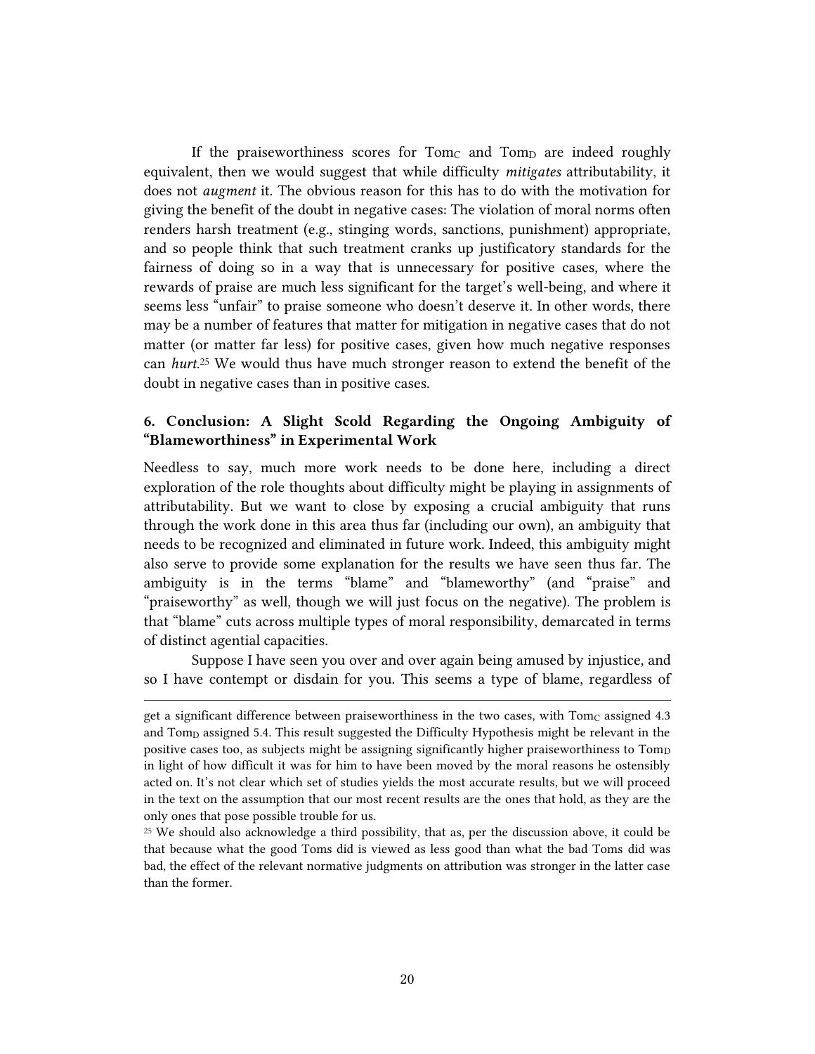If the praiseworthiness scores for $\text{Tom}_C$ and $\text{Tom}_D$ are indeed roughly equivalent, then we would suggest that while difficulty *mitigates* attributability, it does not *augment* it. The obvious reason for this has to do with the motivation for giving the benefit of the doubt in negative cases: The violation of moral norms often renders harsh treatment (e.g., stinging words, sanctions, punishment) appropriate, and so people think that such treatment cranks up justificatory standards for the fairness of doing so in a way that is unnecessary for positive cases, where the rewards of praise are much less significant for the target's well-being, and where it seems less "unfair" to praise someone who doesn't deserve it. In other words, there may be a number of features that matter for mitigation in negative cases that do not matter (or matter far less) for positive cases, given how much negative responses can *hurt*.[25] We would thus have much stronger reason to extend the benefit of the doubt in negative cases than in positive cases.

## 6. Conclusion: A Slight Scold Regarding the Ongoing Ambiguity of "Blameworthiness" in Experimental Work

Needless to say, much more work needs to be done here, including a direct exploration of the role thoughts about difficulty might be playing in assignments of attributability. But we want to close by exposing a crucial ambiguity that runs through the work done in this area thus far (including our own), an ambiguity that needs to be recognized and eliminated in future work. Indeed, this ambiguity might also serve to provide some explanation for the results we have seen thus far. The ambiguity is in the terms "blame" and "blameworthy" (and "praise" and "praiseworthy" as well, though we will just focus on the negative). The problem is that "blame" cuts across multiple types of moral responsibility, demarcated in terms of distinct agential capacities.

Suppose I have seen you over and over again being amused by injustice, and so I have contempt or disdain for you. This seems a type of blame, regardless of

---

get a significant difference between praiseworthiness in the two cases, with $\text{Tom}_C$ assigned 4.3 and $\text{Tom}_D$ assigned 5.4. This result suggested the Difficulty Hypothesis might be relevant in the positive cases too, as subjects might be assigning significantly higher praiseworthiness to $\text{Tom}_D$ in light of how difficult it was for him to have been moved by the moral reasons he ostensibly acted on. It's not clear which set of studies yields the most accurate results, but we will proceed in the text on the assumption that our most recent results are the ones that hold, as they are the only ones that pose possible trouble for us.

[25] We should also acknowledge a third possibility, that as, per the discussion above, it could be that because what the good Toms did is viewed as less good than what the bad Toms did was bad, the effect of the relevant normative judgments on attribution was stronger in the latter case than the former.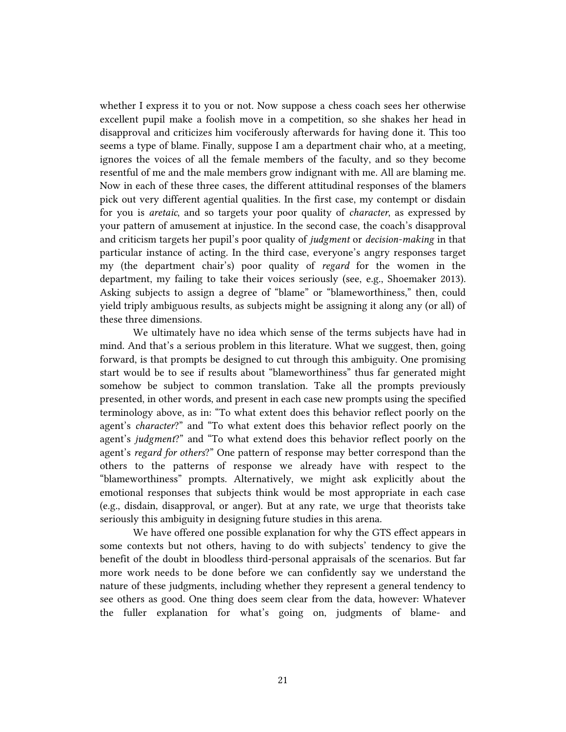whether I express it to you or not. Now suppose a chess coach sees her otherwise excellent pupil make a foolish move in a competition, so she shakes her head in disapproval and criticizes him vociferously afterwards for having done it. This too seems a type of blame. Finally, suppose I am a department chair who, at a meeting, ignores the voices of all the female members of the faculty, and so they become resentful of me and the male members grow indignant with me. All are blaming me. Now in each of these three cases, the different attitudinal responses of the blamers pick out very different agential qualities. In the first case, my contempt or disdain for you is *aretaic*, and so targets your poor quality of *character*, as expressed by your pattern of amusement at injustice. In the second case, the coach's disapproval and criticism targets her pupil's poor quality of *judgment* or *decision-making* in that particular instance of acting. In the third case, everyone's angry responses target my (the department chair's) poor quality of *regard* for the women in the department, my failing to take their voices seriously (see, e.g., Shoemaker 2013). Asking subjects to assign a degree of "blame" or "blameworthiness," then, could yield triply ambiguous results, as subjects might be assigning it along any (or all) of these three dimensions.

We ultimately have no idea which sense of the terms subjects have had in mind. And that's a serious problem in this literature. What we suggest, then, going forward, is that prompts be designed to cut through this ambiguity. One promising start would be to see if results about "blameworthiness" thus far generated might somehow be subject to common translation. Take all the prompts previously presented, in other words, and present in each case new prompts using the specified terminology above, as in: "To what extent does this behavior reflect poorly on the agent's *character*?" and "To what extent does this behavior reflect poorly on the agent's *judgment*?" and "To what extend does this behavior reflect poorly on the agent's *regard for others*?" One pattern of response may better correspond than the others to the patterns of response we already have with respect to the "blameworthiness" prompts. Alternatively, we might ask explicitly about the emotional responses that subjects think would be most appropriate in each case (e.g., disdain, disapproval, or anger). But at any rate, we urge that theorists take seriously this ambiguity in designing future studies in this arena.

We have offered one possible explanation for why the GTS effect appears in some contexts but not others, having to do with subjects' tendency to give the benefit of the doubt in bloodless third-personal appraisals of the scenarios. But far more work needs to be done before we can confidently say we understand the nature of these judgments, including whether they represent a general tendency to see others as good. One thing does seem clear from the data, however: Whatever the fuller explanation for what's going on, judgments of blame- and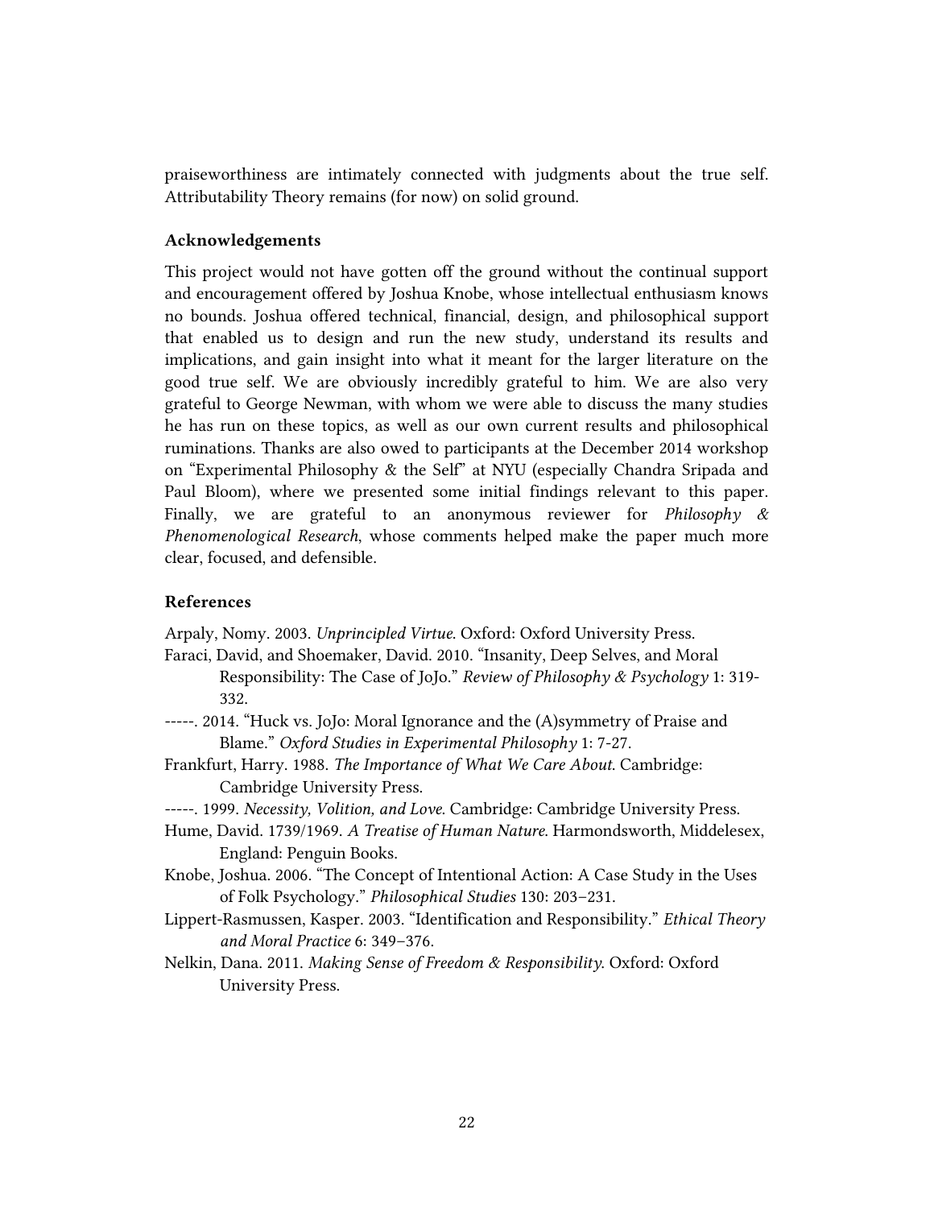praiseworthiness are intimately connected with judgments about the true self. Attributability Theory remains (for now) on solid ground.

### Acknowledgements

This project would not have gotten off the ground without the continual support and encouragement offered by Joshua Knobe, whose intellectual enthusiasm knows no bounds. Joshua offered technical, financial, design, and philosophical support that enabled us to design and run the new study, understand its results and implications, and gain insight into what it meant for the larger literature on the good true self. We are obviously incredibly grateful to him. We are also very grateful to George Newman, with whom we were able to discuss the many studies he has run on these topics, as well as our own current results and philosophical ruminations. Thanks are also owed to participants at the December 2014 workshop on "Experimental Philosophy & the Self" at NYU (especially Chandra Sripada and Paul Bloom), where we presented some initial findings relevant to this paper. Finally, we are grateful to an anonymous reviewer for *Philosophy & Phenomenological Research*, whose comments helped make the paper much more clear, focused, and defensible.

### References

Arpaly, Nomy. 2003. *Unprincipled Virtue*. Oxford: Oxford University Press.

Faraci, David, and Shoemaker, David. 2010. "Insanity, Deep Selves, and Moral Responsibility: The Case of JoJo." *Review of Philosophy & Psychology* 1: 319-332.

-----. 2014. "Huck vs. JoJo: Moral Ignorance and the (A)symmetry of Praise and Blame." *Oxford Studies in Experimental Philosophy* 1: 7-27.

Frankfurt, Harry. 1988. *The Importance of What We Care About*. Cambridge: Cambridge University Press.

-----. 1999. *Necessity, Volition, and Love*. Cambridge: Cambridge University Press.

Hume, David. 1739/1969. *A Treatise of Human Nature*. Harmondsworth, Middelesex, England: Penguin Books.

Knobe, Joshua. 2006. "The Concept of Intentional Action: A Case Study in the Uses of Folk Psychology." *Philosophical Studies* 130: 203–231.

Lippert-Rasmussen, Kasper. 2003. "Identification and Responsibility." *Ethical Theory and Moral Practice* 6: 349–376.

Nelkin, Dana. 2011. *Making Sense of Freedom & Responsibility*. Oxford: Oxford University Press.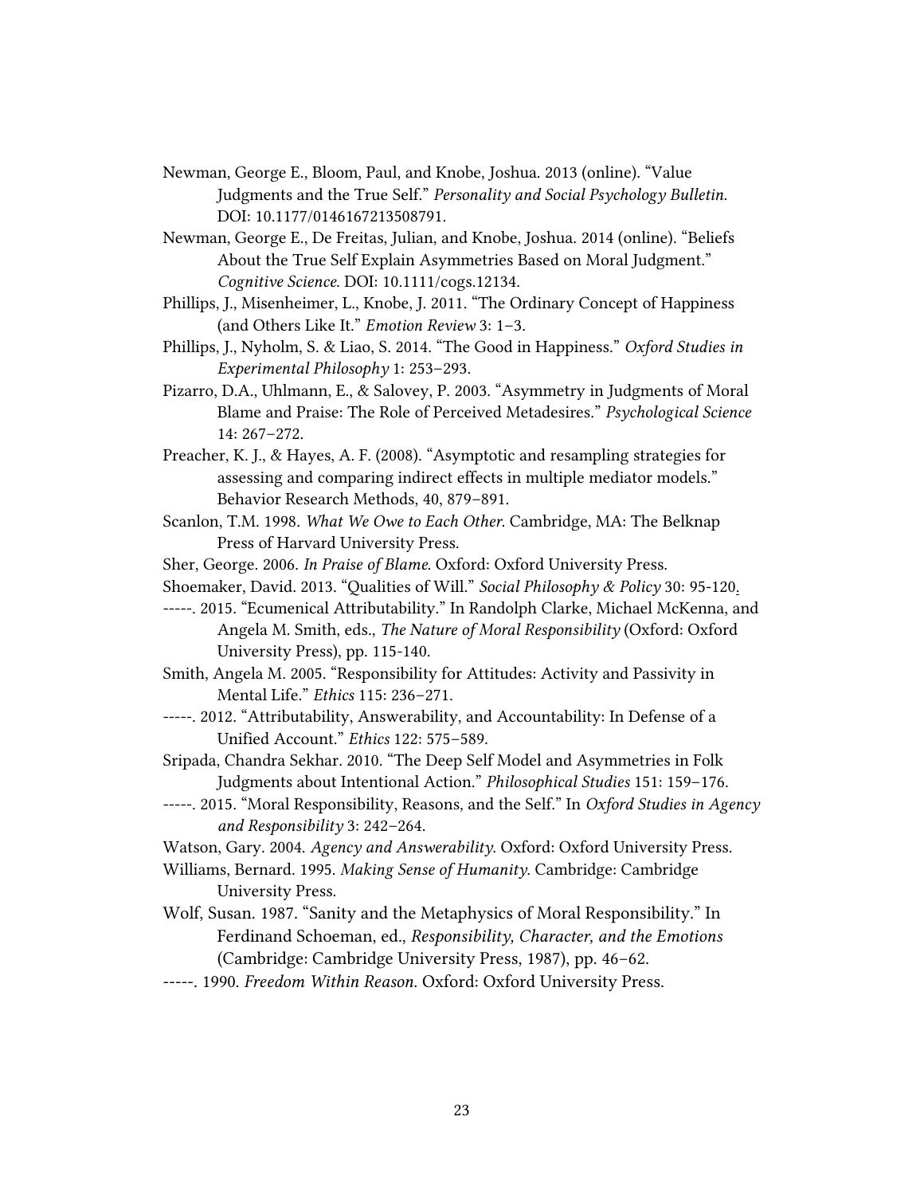Newman, George E., Bloom, Paul, and Knobe, Joshua. 2013 (online). "Value Judgments and the True Self." *Personality and Social Psychology Bulletin.* DOI: 10.1177/0146167213508791.

Newman, George E., De Freitas, Julian, and Knobe, Joshua. 2014 (online). "Beliefs About the True Self Explain Asymmetries Based on Moral Judgment." *Cognitive Science*. DOI: 10.1111/cogs.12134.

Phillips, J., Misenheimer, L., Knobe, J. 2011. "The Ordinary Concept of Happiness (and Others Like It." *Emotion Review* 3: 1–3.

Phillips, J., Nyholm, S. & Liao, S. 2014. "The Good in Happiness." *Oxford Studies in Experimental Philosophy* 1: 253–293.

Pizarro, D.A., Uhlmann, E., & Salovey, P. 2003. "Asymmetry in Judgments of Moral Blame and Praise: The Role of Perceived Metadesires." *Psychological Science* 14: 267–272.

Preacher, K. J., & Hayes, A. F. (2008). "Asymptotic and resampling strategies for assessing and comparing indirect effects in multiple mediator models." Behavior Research Methods, 40, 879–891.

Scanlon, T.M. 1998. *What We Owe to Each Other.* Cambridge, MA: The Belknap Press of Harvard University Press.

Sher, George. 2006. *In Praise of Blame*. Oxford: Oxford University Press.

Shoemaker, David. 2013. "Qualities of Will." *Social Philosophy & Policy* 30: 95-120.

-----. 2015. "Ecumenical Attributability." In Randolph Clarke, Michael McKenna, and Angela M. Smith, eds., *The Nature of Moral Responsibility* (Oxford: Oxford University Press), pp. 115-140.

Smith, Angela M. 2005. "Responsibility for Attitudes: Activity and Passivity in Mental Life." *Ethics* 115: 236–271.

-----. 2012. "Attributability, Answerability, and Accountability: In Defense of a Unified Account." *Ethics* 122: 575–589.

Sripada, Chandra Sekhar. 2010. "The Deep Self Model and Asymmetries in Folk Judgments about Intentional Action." *Philosophical Studies* 151: 159–176.

-----. 2015. "Moral Responsibility, Reasons, and the Self." In *Oxford Studies in Agency and Responsibility* 3: 242–264.

Watson, Gary. 2004. *Agency and Answerability.* Oxford: Oxford University Press.

Williams, Bernard. 1995. *Making Sense of Humanity.* Cambridge: Cambridge University Press.

Wolf, Susan. 1987. "Sanity and the Metaphysics of Moral Responsibility." In Ferdinand Schoeman, ed., *Responsibility, Character, and the Emotions* (Cambridge: Cambridge University Press, 1987), pp. 46–62.

-----. 1990. *Freedom Within Reason.* Oxford: Oxford University Press.